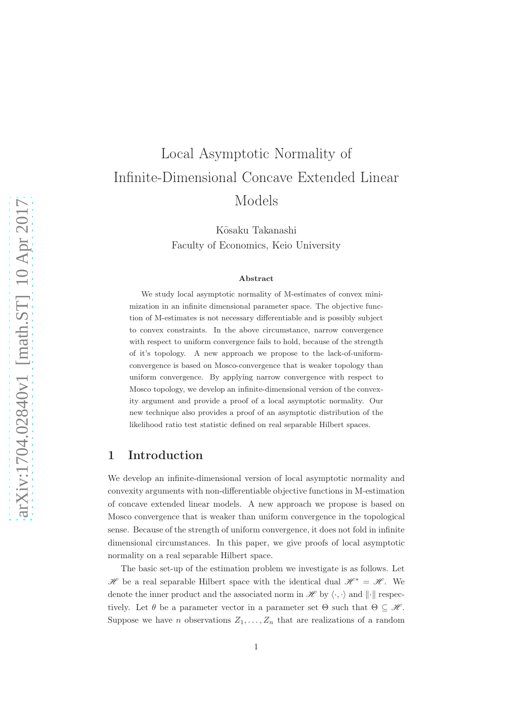# Local Asymptotic Normality of Infinite-Dimensional Concave Extended Linear Models

Kōsaku Takanashi
Faculty of Economics, Keio University

### Abstract

We study local asymptotic normality of M-estimates of convex minimization in an infinite dimensional parameter space. The objective function of M-estimates is not necessary differentiable and is possibly subject to convex constraints. In the above circumstance, narrow convergence with respect to uniform convergence fails to hold, because of the strength of it's topology. A new approach we propose to the lack-of-uniform-convergence is based on Mosco-convergence that is weaker topology than uniform convergence. By applying narrow convergence with respect to Mosco topology, we develop an infinite-dimensional version of the convexity argument and provide a proof of a local asymptotic normality. Our new technique also provides a proof of an asymptotic distribution of the likelihood ratio test statistic defined on real separable Hilbert spaces.

## 1 Introduction

We develop an infinite-dimensional version of local asymptotic normality and convexity arguments with non-differentiable objective functions in M-estimation of concave extended linear models. A new approach we propose is based on Mosco convergence that is weaker than uniform convergence in the topological sense. Because of the strength of uniform convergence, it does not fold in infinite dimensional circumstances. In this paper, we give proofs of local asymptotic normality on a real separable Hilbert space.

The basic set-up of the estimation problem we investigate is as follows. Let $\mathscr{H}$ be a real separable Hilbert space with the identical dual $\mathscr{H}^* = \mathscr{H}$. We denote the inner product and the associated norm in $\mathscr{H}$ by $\langle \cdot, \cdot \rangle$ and $\|\cdot\|$ respectively. Let $\theta$ be a parameter vector in a parameter set $\Theta$ such that $\Theta \subseteq \mathscr{H}$. Suppose we have $n$ observations $Z_1, \ldots, Z_n$ that are realizations of a random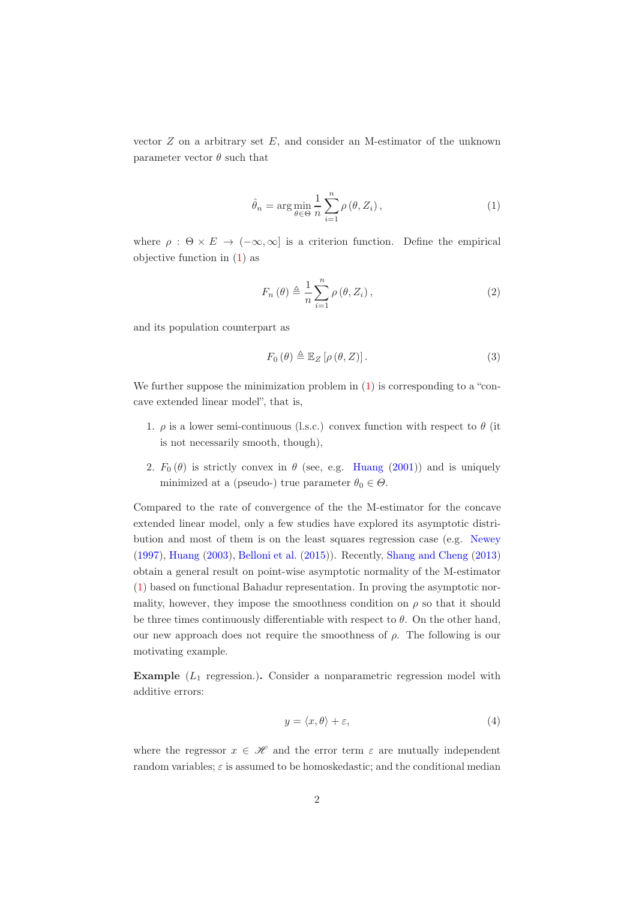vector $Z$ on a arbitrary set $E$, and consider an M-estimator of the unknown parameter vector $\theta$ such that

$$\hat{\theta}_n = \arg\min_{\theta \in \Theta} \frac{1}{n} \sum_{i=1}^{n} \rho(\theta, Z_i), \tag{1}$$

where $\rho : \Theta \times E \to (-\infty, \infty]$ is a criterion function. Define the empirical objective function in (1) as

$$F_n(\theta) \triangleq \frac{1}{n} \sum_{i=1}^{n} \rho(\theta, Z_i), \tag{2}$$

and its population counterpart as

$$F_0(\theta) \triangleq \mathbb{E}_Z[\rho(\theta, Z)]. \tag{3}$$

We further suppose the minimization problem in (1) is corresponding to a "concave extended linear model", that is,

1. $\rho$ is a lower semi-continuous (l.s.c.) convex function with respect to $\theta$ (it is not necessarily smooth, though),
2. $F_0(\theta)$ is strictly convex in $\theta$ (see, e.g. Huang (2001)) and is uniquely minimized at a (pseudo-) true parameter $\theta_0 \in \Theta$.

Compared to the rate of convergence of the the M-estimator for the concave extended linear model, only a few studies have explored its asymptotic distribution and most of them is on the least squares regression case (e.g. Newey (1997), Huang (2003), Belloni et al. (2015)). Recently, Shang and Cheng (2013) obtain a general result on point-wise asymptotic normality of the M-estimator (1) based on functional Bahadur representation. In proving the asymptotic normality, however, they impose the smoothness condition on $\rho$ so that it should be three times continuously differentiable with respect to $\theta$. On the other hand, our new approach does not require the smoothness of $\rho$. The following is our motivating example.

**Example** ($L_1$ regression.)**.** Consider a nonparametric regression model with additive errors:

$$y = \langle x, \theta \rangle + \varepsilon, \tag{4}$$

where the regressor $x \in \mathscr{H}$ and the error term $\varepsilon$ are mutually independent random variables; $\varepsilon$ is assumed to be homoskedastic; and the conditional median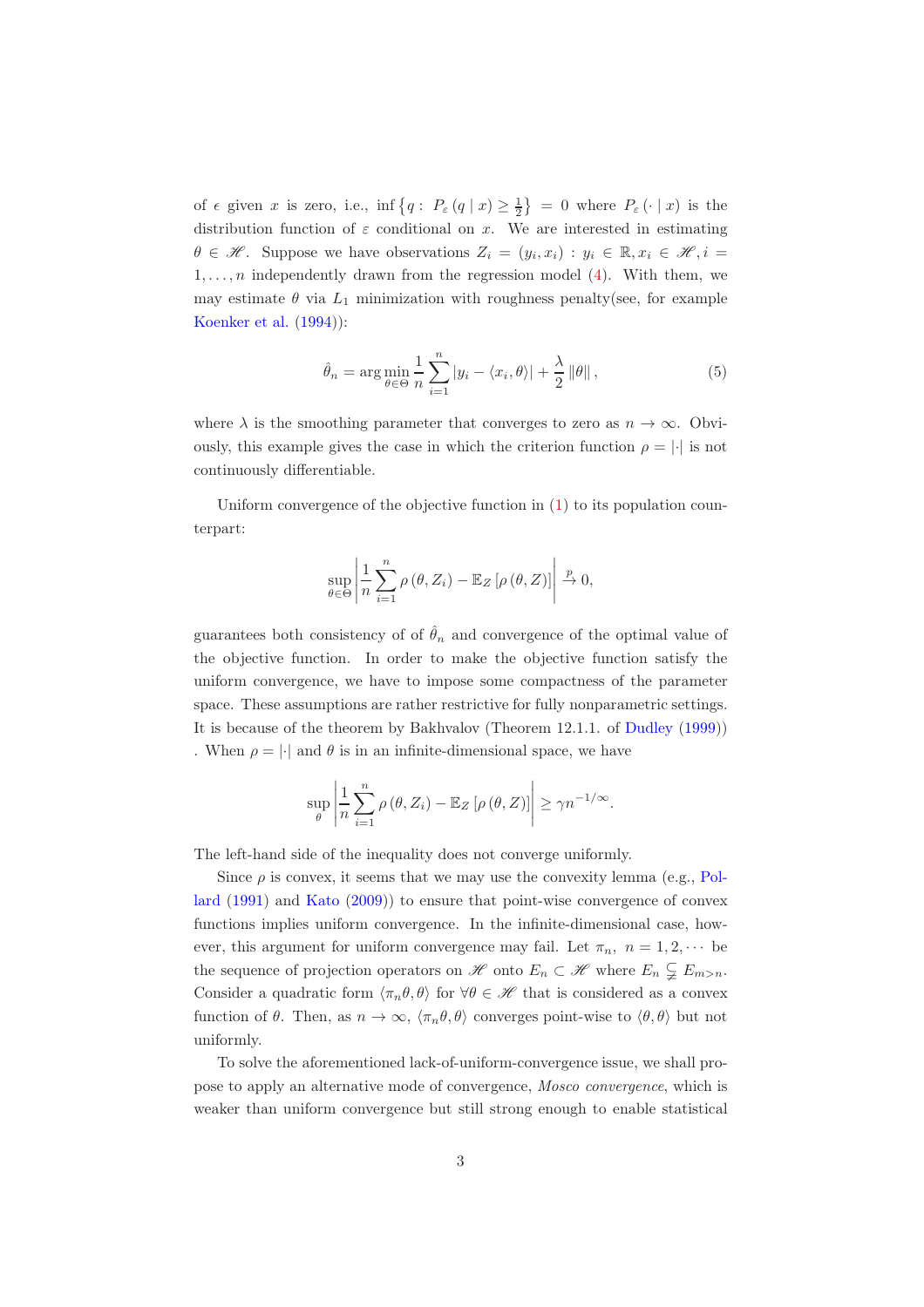of $\epsilon$ given $x$ is zero, i.e., $\inf\left\{q: P_\varepsilon(q \mid x) \geq \frac{1}{2}\right\} = 0$ where $P_\varepsilon(\cdot \mid x)$ is the distribution function of $\varepsilon$ conditional on $x$. We are interested in estimating $\theta \in \mathscr{H}$. Suppose we have observations $Z_i = (y_i, x_i) : y_i \in \mathbb{R}, x_i \in \mathscr{H}, i = 1, \ldots, n$ independently drawn from the regression model (4). With them, we may estimate $\theta$ via $L_1$ minimization with roughness penalty(see, for example Koenker et al. (1994)):

$$\hat{\theta}_n = \arg\min_{\theta \in \Theta} \frac{1}{n} \sum_{i=1}^{n} |y_i - \langle x_i, \theta \rangle| + \frac{\lambda}{2} \|\theta\|, \tag{5}$$

where $\lambda$ is the smoothing parameter that converges to zero as $n \to \infty$. Obviously, this example gives the case in which the criterion function $\rho = |\cdot|$ is not continuously differentiable.

Uniform convergence of the objective function in (1) to its population counterpart:

$$\sup_{\theta \in \Theta} \left| \frac{1}{n} \sum_{i=1}^{n} \rho(\theta, Z_i) - \mathbb{E}_Z[\rho(\theta, Z)] \right| \xrightarrow{p} 0,$$

guarantees both consistency of of $\hat{\theta}_n$ and convergence of the optimal value of the objective function. In order to make the objective function satisfy the uniform convergence, we have to impose some compactness of the parameter space. These assumptions are rather restrictive for fully nonparametric settings. It is because of the theorem by Bakhvalov (Theorem 12.1.1. of Dudley (1999)) . When $\rho = |\cdot|$ and $\theta$ is in an infinite-dimensional space, we have

$$\sup_{\theta} \left| \frac{1}{n} \sum_{i=1}^{n} \rho(\theta, Z_i) - \mathbb{E}_Z[\rho(\theta, Z)] \right| \geq \gamma n^{-1/\infty}.$$

The left-hand side of the inequality does not converge uniformly.

Since $\rho$ is convex, it seems that we may use the convexity lemma (e.g., Pollard (1991) and Kato (2009)) to ensure that point-wise convergence of convex functions implies uniform convergence. In the infinite-dimensional case, however, this argument for uniform convergence may fail. Let $\pi_n$, $n = 1, 2, \cdots$ be the sequence of projection operators on $\mathscr{H}$ onto $E_n \subset \mathscr{H}$ where $E_n \subsetneq E_{m>n}$. Consider a quadratic form $\langle \pi_n \theta, \theta \rangle$ for $\forall \theta \in \mathscr{H}$ that is considered as a convex function of $\theta$. Then, as $n \to \infty$, $\langle \pi_n \theta, \theta \rangle$ converges point-wise to $\langle \theta, \theta \rangle$ but not uniformly.

To solve the aforementioned lack-of-uniform-convergence issue, we shall propose to apply an alternative mode of convergence, *Mosco convergence*, which is weaker than uniform convergence but still strong enough to enable statistical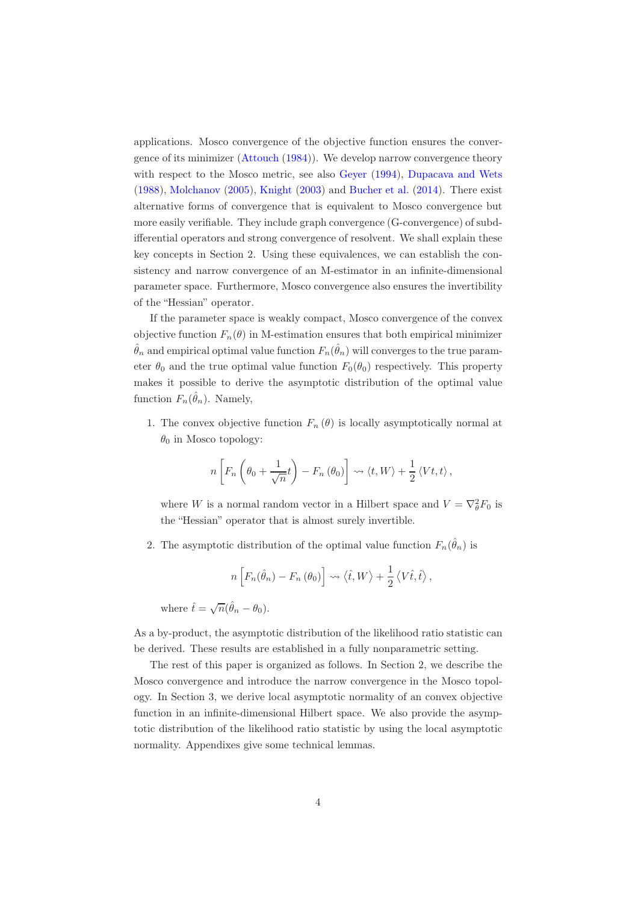applications. Mosco convergence of the objective function ensures the convergence of its minimizer (Attouch (1984)). We develop narrow convergence theory with respect to the Mosco metric, see also Geyer (1994), Dupacava and Wets (1988), Molchanov (2005), Knight (2003) and Bucher et al. (2014). There exist alternative forms of convergence that is equivalent to Mosco convergence but more easily verifiable. They include graph convergence (G-convergence) of subdifferential operators and strong convergence of resolvent. We shall explain these key concepts in Section 2. Using these equivalences, we can establish the consistency and narrow convergence of an M-estimator in an infinite-dimensional parameter space. Furthermore, Mosco convergence also ensures the invertibility of the "Hessian" operator.

If the parameter space is weakly compact, Mosco convergence of the convex objective function $F_n(\theta)$ in M-estimation ensures that both empirical minimizer $\hat{\theta}_n$ and empirical optimal value function $F_n(\hat{\theta}_n)$ will converges to the true parameter $\theta_0$ and the true optimal value function $F_0(\theta_0)$ respectively. This property makes it possible to derive the asymptotic distribution of the optimal value function $F_n(\hat{\theta}_n)$. Namely,

1. The convex objective function $F_n(\theta)$ is locally asymptotically normal at $\theta_0$ in Mosco topology:

$$n\left[F_n\left(\theta_0 + \frac{1}{\sqrt{n}}t\right) - F_n(\theta_0)\right] \rightsquigarrow \langle t, W\rangle + \frac{1}{2}\langle Vt, t\rangle,$$

where $W$ is a normal random vector in a Hilbert space and $V = \nabla_\theta^2 F_0$ is the "Hessian" operator that is almost surely invertible.

2. The asymptotic distribution of the optimal value function $F_n(\hat{\theta}_n)$ is

$$n\left[F_n(\hat{\theta}_n) - F_n(\theta_0)\right] \rightsquigarrow \left\langle \hat{t}, W\right\rangle + \frac{1}{2}\left\langle V\hat{t}, \hat{t}\right\rangle,$$

where $\hat{t} = \sqrt{n}(\hat{\theta}_n - \theta_0)$.

As a by-product, the asymptotic distribution of the likelihood ratio statistic can be derived. These results are established in a fully nonparametric setting.

The rest of this paper is organized as follows. In Section 2, we describe the Mosco convergence and introduce the narrow convergence in the Mosco topology. In Section 3, we derive local asymptotic normality of an convex objective function in an infinite-dimensional Hilbert space. We also provide the asymptotic distribution of the likelihood ratio statistic by using the local asymptotic normality. Appendixes give some technical lemmas.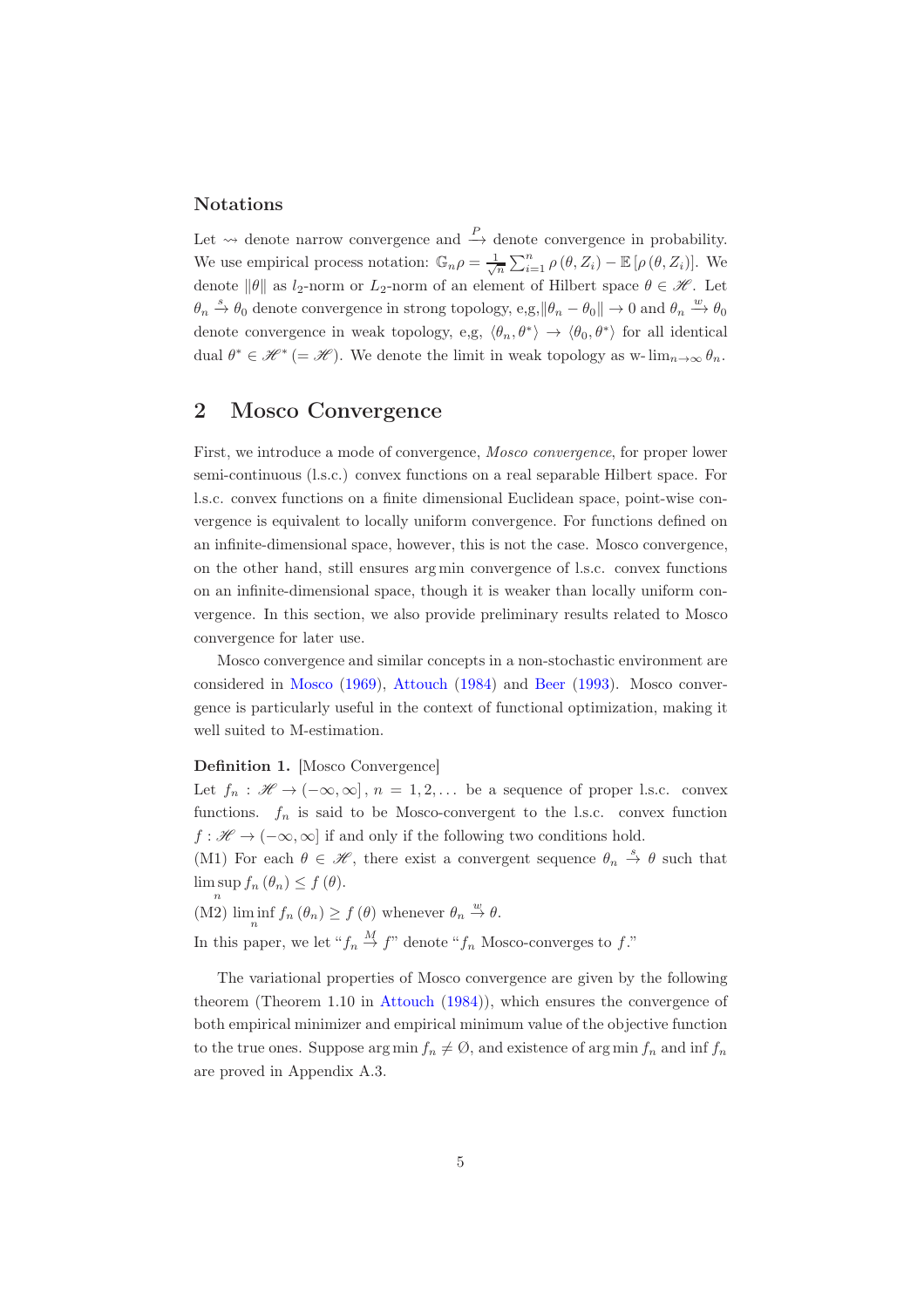### Notations

Let $\rightsquigarrow$ denote narrow convergence and $\xrightarrow{P}$ denote convergence in probability. We use empirical process notation: $\mathbb{G}_n\rho = \frac{1}{\sqrt{n}}\sum_{i=1}^{n}\rho(\theta, Z_i) - \mathbb{E}[\rho(\theta, Z_i)]$. We denote $\|\theta\|$ as $l_2$-norm or $L_2$-norm of an element of Hilbert space $\theta \in \mathscr{H}$. Let $\theta_n \xrightarrow{s} \theta_0$ denote convergence in strong topology, e,g,$\|\theta_n - \theta_0\| \to 0$ and $\theta_n \xrightarrow{w} \theta_0$ denote convergence in weak topology, e,g, $\langle \theta_n, \theta^* \rangle \to \langle \theta_0, \theta^* \rangle$ for all identical dual $\theta^* \in \mathscr{H}^* (= \mathscr{H})$. We denote the limit in weak topology as $\text{w-}\lim_{n\to\infty}\theta_n$.

## 2 Mosco Convergence

First, we introduce a mode of convergence, *Mosco convergence*, for proper lower semi-continuous (l.s.c.) convex functions on a real separable Hilbert space. For l.s.c. convex functions on a finite dimensional Euclidean space, point-wise convergence is equivalent to locally uniform convergence. For functions defined on an infinite-dimensional space, however, this is not the case. Mosco convergence, on the other hand, still ensures arg min convergence of l.s.c. convex functions on an infinite-dimensional space, though it is weaker than locally uniform convergence. In this section, we also provide preliminary results related to Mosco convergence for later use.

Mosco convergence and similar concepts in a non-stochastic environment are considered in Mosco (1969), Attouch (1984) and Beer (1993). Mosco convergence is particularly useful in the context of functional optimization, making it well suited to M-estimation.

**Definition 1.** [Mosco Convergence]
Let $f_n : \mathscr{H} \to (-\infty, \infty]$, $n = 1, 2, \ldots$ be a sequence of proper l.s.c. convex functions. $f_n$ is said to be Mosco-convergent to the l.s.c. convex function $f : \mathscr{H} \to (-\infty, \infty]$ if and only if the following two conditions hold.
(M1) For each $\theta \in \mathscr{H}$, there exist a convergent sequence $\theta_n \xrightarrow{s} \theta$ such that $\limsup_n f_n(\theta_n) \leq f(\theta)$.
(M2) $\liminf_n f_n(\theta_n) \geq f(\theta)$ whenever $\theta_n \xrightarrow{w} \theta$.
In this paper, we let "$f_n \xrightarrow{M} f$" denote "$f_n$ Mosco-converges to $f$."

The variational properties of Mosco convergence are given by the following theorem (Theorem 1.10 in Attouch (1984)), which ensures the convergence of both empirical minimizer and empirical minimum value of the objective function to the true ones. Suppose $\arg\min f_n \neq \emptyset$, and existence of $\arg\min f_n$ and $\inf f_n$ are proved in Appendix A.3.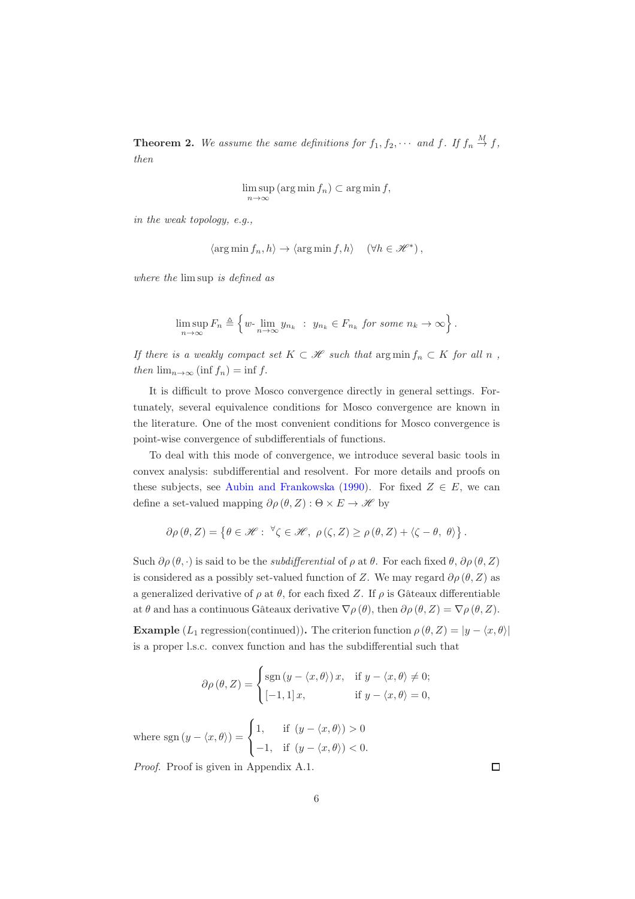**Theorem 2.** *We assume the same definitions for $f_1, f_2, \cdots$ and $f$. If $f_n \xrightarrow{M} f$, then*

$$\limsup_{n\to\infty} (\arg\min f_n) \subset \arg\min f,$$

*in the weak topology, e.g.,*

$$\langle \arg\min f_n, h\rangle \to \langle \arg\min f, h\rangle \quad (\forall h \in \mathscr{H}^*),$$

*where the* $\limsup$ *is defined as*

$$\limsup_{n\to\infty} F_n \triangleq \left\{ w\text{-}\lim_{n\to\infty} y_{n_k} \ : \ y_{n_k} \in F_{n_k} \text{ for some } n_k \to \infty \right\}.$$

*If there is a weakly compact set $K \subset \mathscr{H}$ such that $\arg\min f_n \subset K$ for all $n$ , then $\lim_{n\to\infty} (\inf f_n) = \inf f$.*

It is difficult to prove Mosco convergence directly in general settings. Fortunately, several equivalence conditions for Mosco convergence are known in the literature. One of the most convenient conditions for Mosco convergence is point-wise convergence of subdifferentials of functions.

To deal with this mode of convergence, we introduce several basic tools in convex analysis: subdifferential and resolvent. For more details and proofs on these subjects, see Aubin and Frankowska (1990). For fixed $Z \in E$, we can define a set-valued mapping $\partial\rho(\theta, Z) : \Theta \times E \to \mathscr{H}$ by

$$\partial\rho(\theta, Z) = \left\{ \theta \in \mathscr{H} : \ ^\forall\zeta \in \mathscr{H},\ \rho(\zeta, Z) \geq \rho(\theta, Z) + \langle \zeta - \theta,\ \theta\rangle \right\}.$$

Such $\partial\rho(\theta, \cdot)$ is said to be the *subdifferential* of $\rho$ at $\theta$. For each fixed $\theta$, $\partial\rho(\theta, Z)$ is considered as a possibly set-valued function of $Z$. We may regard $\partial\rho(\theta, Z)$ as a generalized derivative of $\rho$ at $\theta$, for each fixed $Z$. If $\rho$ is Gâteaux differentiable at $\theta$ and has a continuous Gâteaux derivative $\nabla\rho(\theta)$, then $\partial\rho(\theta, Z) = \nabla\rho(\theta, Z)$.

**Example** ($L_1$ regression(continued))**.** The criterion function $\rho(\theta, Z) = |y - \langle x, \theta\rangle|$ is a proper l.s.c. convex function and has the subdifferential such that

$$\partial\rho(\theta, Z) = \begin{cases} \operatorname{sgn}(y - \langle x, \theta\rangle)\, x, & \text{if } y - \langle x, \theta\rangle \neq 0; \\ [-1, 1]\, x, & \text{if } y - \langle x, \theta\rangle = 0, \end{cases}$$

where $\operatorname{sgn}(y - \langle x, \theta\rangle) = \begin{cases} 1, & \text{if } (y - \langle x, \theta\rangle) > 0 \\ -1, & \text{if } (y - \langle x, \theta\rangle) < 0. \end{cases}$

*Proof.* Proof is given in Appendix A.1. □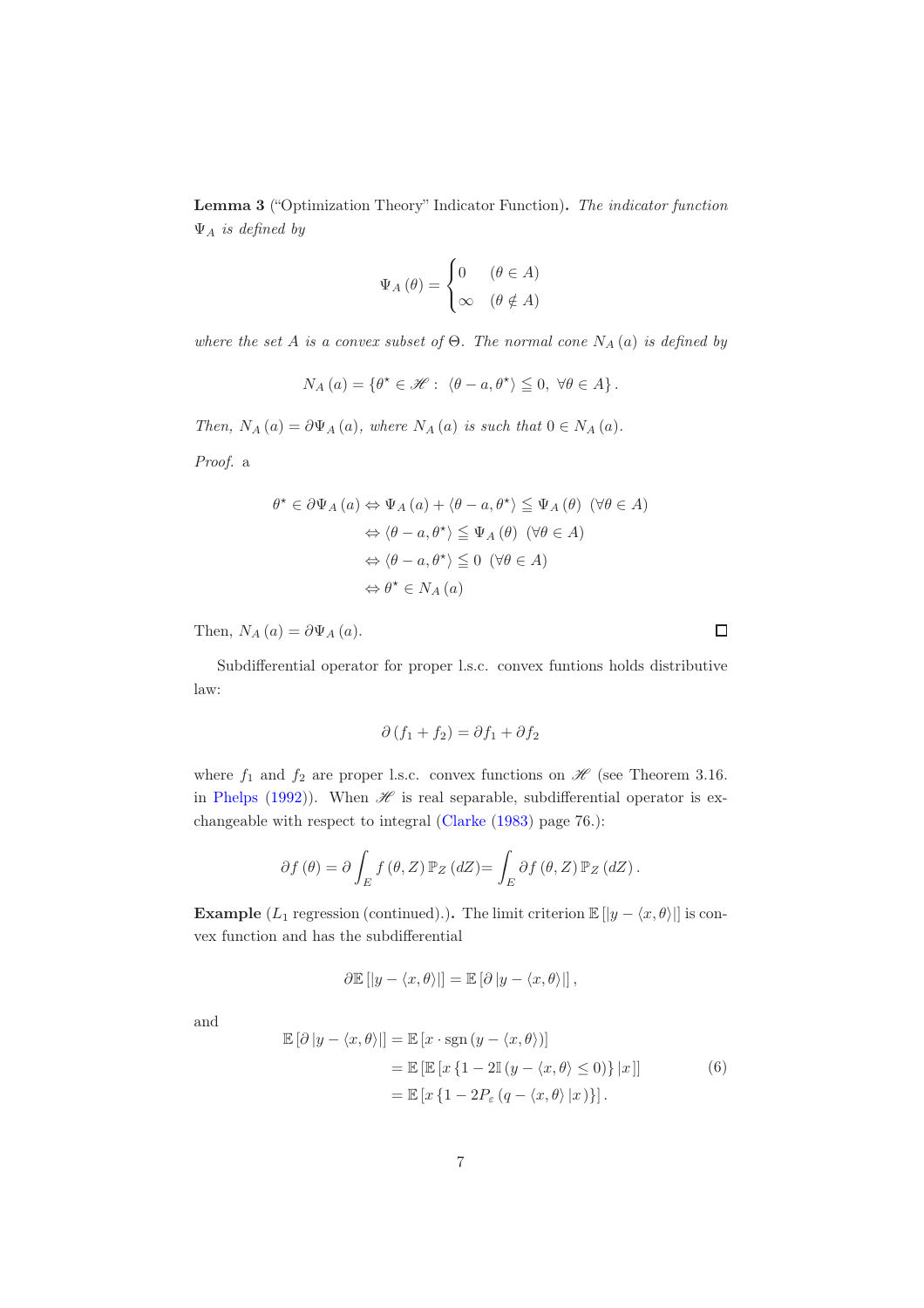**Lemma 3** ("Optimization Theory" Indicator Function)**.** *The indicator function $\Psi_A$ is defined by*

$$\Psi_A(\theta) = \begin{cases} 0 & (\theta \in A) \\ \infty & (\theta \notin A) \end{cases}$$

*where the set $A$ is a convex subset of $\Theta$. The normal cone $N_A(a)$ is defined by*

$$N_A(a) = \{\theta^\star \in \mathscr{H} : \ \langle \theta - a, \theta^\star \rangle \leqq 0, \ \forall \theta \in A\}.$$

*Then, $N_A(a) = \partial \Psi_A(a)$, where $N_A(a)$ is such that $0 \in N_A(a)$.*

*Proof.* a

$$\begin{aligned}
\theta^\star \in \partial \Psi_A(a) &\Leftrightarrow \Psi_A(a) + \langle \theta - a, \theta^\star \rangle \leqq \Psi_A(\theta) \ \ (\forall \theta \in A) \\
&\Leftrightarrow \langle \theta - a, \theta^\star \rangle \leqq \Psi_A(\theta) \ \ (\forall \theta \in A) \\
&\Leftrightarrow \langle \theta - a, \theta^\star \rangle \leqq 0 \ \ (\forall \theta \in A) \\
&\Leftrightarrow \theta^\star \in N_A(a)
\end{aligned}$$

Then, $N_A(a) = \partial \Psi_A(a)$. □

Subdifferential operator for proper l.s.c. convex funtions holds distributive law:

$$\partial(f_1 + f_2) = \partial f_1 + \partial f_2$$

where $f_1$ and $f_2$ are proper l.s.c. convex functions on $\mathscr{H}$ (see Theorem 3.16. in Phelps (1992)). When $\mathscr{H}$ is real separable, subdifferential operator is exchangeable with respect to integral (Clarke (1983) page 76.):

$$\partial f(\theta) = \partial \int_E f(\theta, Z) \mathbb{P}_Z(dZ) = \int_E \partial f(\theta, Z) \mathbb{P}_Z(dZ).$$

**Example** ($L_1$ regression (continued).)**.** The limit criterion $\mathbb{E}[|y - \langle x, \theta \rangle|]$ is convex function and has the subdifferential

$$\partial \mathbb{E}[|y - \langle x, \theta \rangle|] = \mathbb{E}[\partial |y - \langle x, \theta \rangle|],$$

and

$$\begin{aligned}
\mathbb{E}[\partial |y - \langle x, \theta \rangle|] &= \mathbb{E}[x \cdot \mathrm{sgn}(y - \langle x, \theta \rangle)] \\
&= \mathbb{E}[\mathbb{E}[x\{1 - 2\mathbb{I}(y - \langle x, \theta \rangle \leq 0)\} | x]] \\
&= \mathbb{E}[x\{1 - 2P_\varepsilon(q - \langle x, \theta \rangle | x)\}].
\end{aligned} \tag{6}$$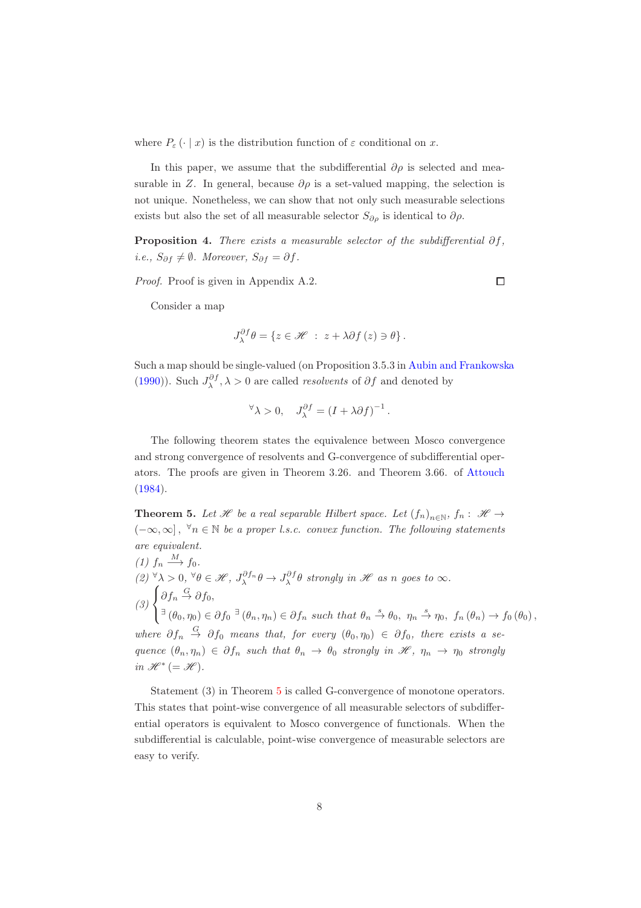where $P_\varepsilon(\cdot \mid x)$ is the distribution function of $\varepsilon$ conditional on $x$.

In this paper, we assume that the subdifferential $\partial\rho$ is selected and measurable in $Z$. In general, because $\partial\rho$ is a set-valued mapping, the selection is not unique. Nonetheless, we can show that not only such measurable selections exists but also the set of all measurable selector $S_{\partial\rho}$ is identical to $\partial\rho$.

**Proposition 4.** *There exists a measurable selector of the subdifferential $\partial f$, i.e., $S_{\partial f} \neq \emptyset$. Moreover, $S_{\partial f} = \partial f$.*

*Proof.* Proof is given in Appendix A.2. ∎

Consider a map

$$J_\lambda^{\partial f}\theta = \{z \in \mathscr{H} \ : \ z + \lambda \partial f(z) \ni \theta\}.$$

Such a map should be single-valued (on Proposition 3.5.3 in Aubin and Frankowska (1990)). Such $J_\lambda^{\partial f}, \lambda > 0$ are called *resolvents* of $\partial f$ and denoted by

$$^\forall\lambda > 0, \quad J_\lambda^{\partial f} = (I + \lambda\partial f)^{-1}.$$

The following theorem states the equivalence between Mosco convergence and strong convergence of resolvents and G-convergence of subdifferential operators. The proofs are given in Theorem 3.26. and Theorem 3.66. of Attouch (1984).

**Theorem 5.** *Let $\mathscr{H}$ be a real separable Hilbert space. Let $(f_n)_{n\in\mathbb{N}}$, $f_n : \mathscr{H} \to (-\infty, \infty]$, $^\forall n \in \mathbb{N}$ be a proper l.s.c. convex function. The following statements are equivalent.*
*(1) $f_n \xrightarrow{M} f_0$.*
*(2) $^\forall\lambda > 0$, $^\forall\theta \in \mathscr{H}$, $J_\lambda^{\partial f_n}\theta \to J_\lambda^{\partial f}\theta$ strongly in $\mathscr{H}$ as $n$ goes to $\infty$.*

$$(3) \begin{cases} \partial f_n \overset{G}{\to} \partial f_0, \\ ^\exists(\theta_0, \eta_0) \in \partial f_0 \ ^\exists(\theta_n, \eta_n) \in \partial f_n \text{ such that } \theta_n \overset{s}{\to} \theta_0, \ \eta_n \overset{s}{\to} \eta_0, \ f_n(\theta_n) \to f_0(\theta_0), \end{cases}$$

*where $\partial f_n \overset{G}{\to} \partial f_0$ means that, for every $(\theta_0, \eta_0) \in \partial f_0$, there exists a sequence $(\theta_n, \eta_n) \in \partial f_n$ such that $\theta_n \to \theta_0$ strongly in $\mathscr{H}$, $\eta_n \to \eta_0$ strongly in $\mathscr{H}^* (= \mathscr{H})$.*

Statement (3) in Theorem 5 is called G-convergence of monotone operators. This states that point-wise convergence of all measurable selectors of subdifferential operators is equivalent to Mosco convergence of functionals. When the subdifferential is calculable, point-wise convergence of measurable selectors are easy to verify.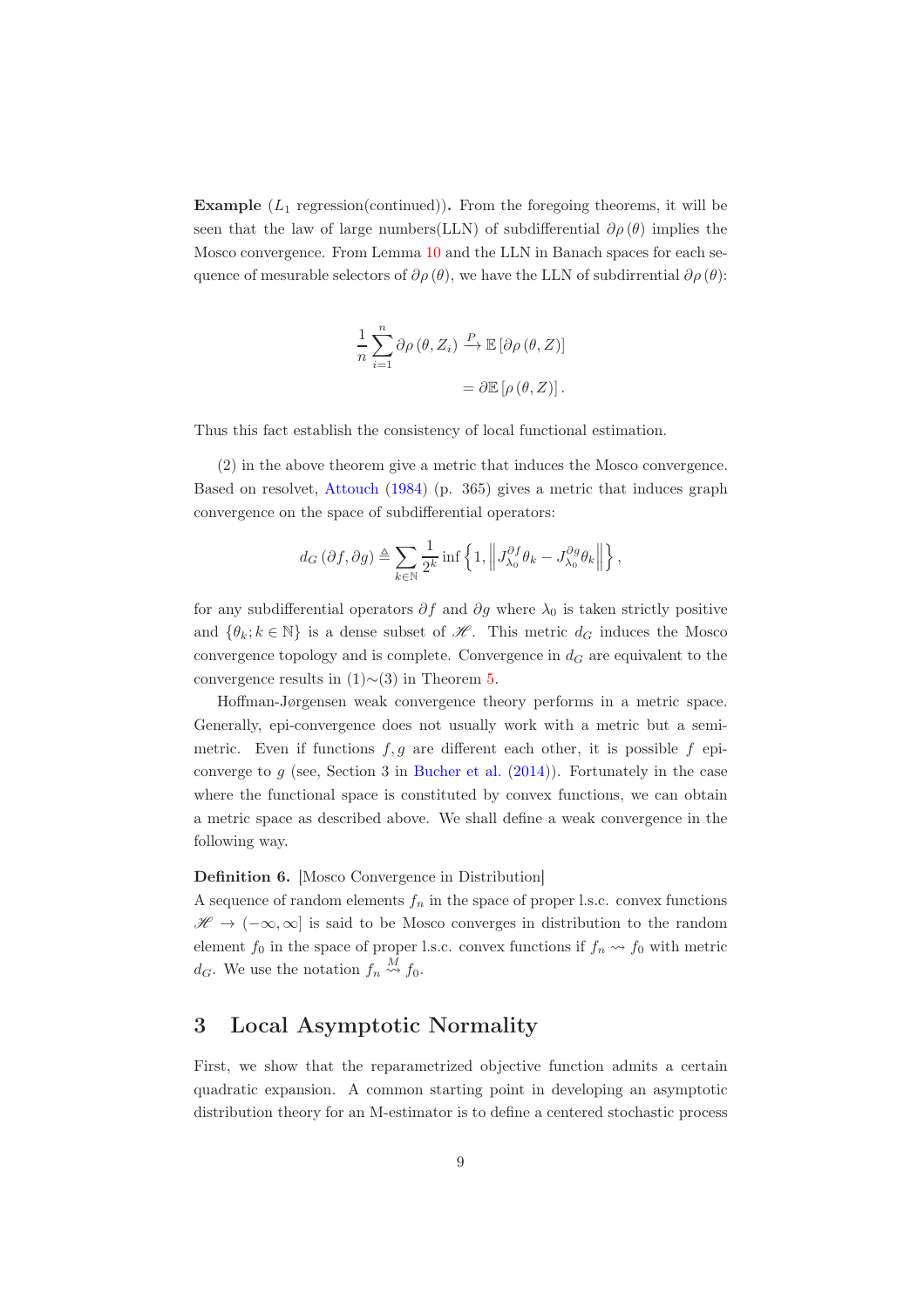**Example** ($L_1$ regression(continued))**.** From the foregoing theorems, it will be seen that the law of large numbers(LLN) of subdifferential $\partial\rho(\theta)$ implies the Mosco convergence. From Lemma 10 and the LLN in Banach spaces for each sequence of mesurable selectors of $\partial\rho(\theta)$, we have the LLN of subdirrential $\partial\rho(\theta)$:

$$
\begin{aligned}
\frac{1}{n}\sum_{i=1}^{n}\partial\rho(\theta, Z_i) &\xrightarrow{P} \mathbb{E}\left[\partial\rho(\theta, Z)\right] \\
&= \partial\mathbb{E}\left[\rho(\theta, Z)\right].
\end{aligned}
$$

Thus this fact establish the consistency of local functional estimation.

(2) in the above theorem give a metric that induces the Mosco convergence. Based on resolvet, Attouch (1984) (p. 365) gives a metric that induces graph convergence on the space of subdifferential operators:

$$
d_G(\partial f, \partial g) \triangleq \sum_{k\in\mathbb{N}} \frac{1}{2^k}\inf\left\{1, \left\| J_{\lambda_0}^{\partial f}\theta_k - J_{\lambda_0}^{\partial g}\theta_k \right\|\right\},
$$

for any subdifferential operators $\partial f$ and $\partial g$ where $\lambda_0$ is taken strictly positive and $\{\theta_k; k \in \mathbb{N}\}$ is a dense subset of $\mathscr{H}$. This metric $d_G$ induces the Mosco convergence topology and is complete. Convergence in $d_G$ are equivalent to the convergence results in (1)$\sim$(3) in Theorem 5.

Hoffman-Jørgensen weak convergence theory performs in a metric space. Generally, epi-convergence does not usually work with a metric but a semi-metric. Even if functions $f, g$ are different each other, it is possible $f$ epi-converge to $g$ (see, Section 3 in Bucher et al. (2014)). Fortunately in the case where the functional space is constituted by convex functions, we can obtain a metric space as described above. We shall define a weak convergence in the following way.

**Definition 6.** [Mosco Convergence in Distribution]
A sequence of random elements $f_n$ in the space of proper l.s.c. convex functions $\mathscr{H} \to (-\infty, \infty]$ is said to be Mosco converges in distribution to the random element $f_0$ in the space of proper l.s.c. convex functions if $f_n \rightsquigarrow f_0$ with metric $d_G$. We use the notation $f_n \overset{M}{\rightsquigarrow} f_0$.

## 3 Local Asymptotic Normality

First, we show that the reparametrized objective function admits a certain quadratic expansion. A common starting point in developing an asymptotic distribution theory for an M-estimator is to define a centered stochastic process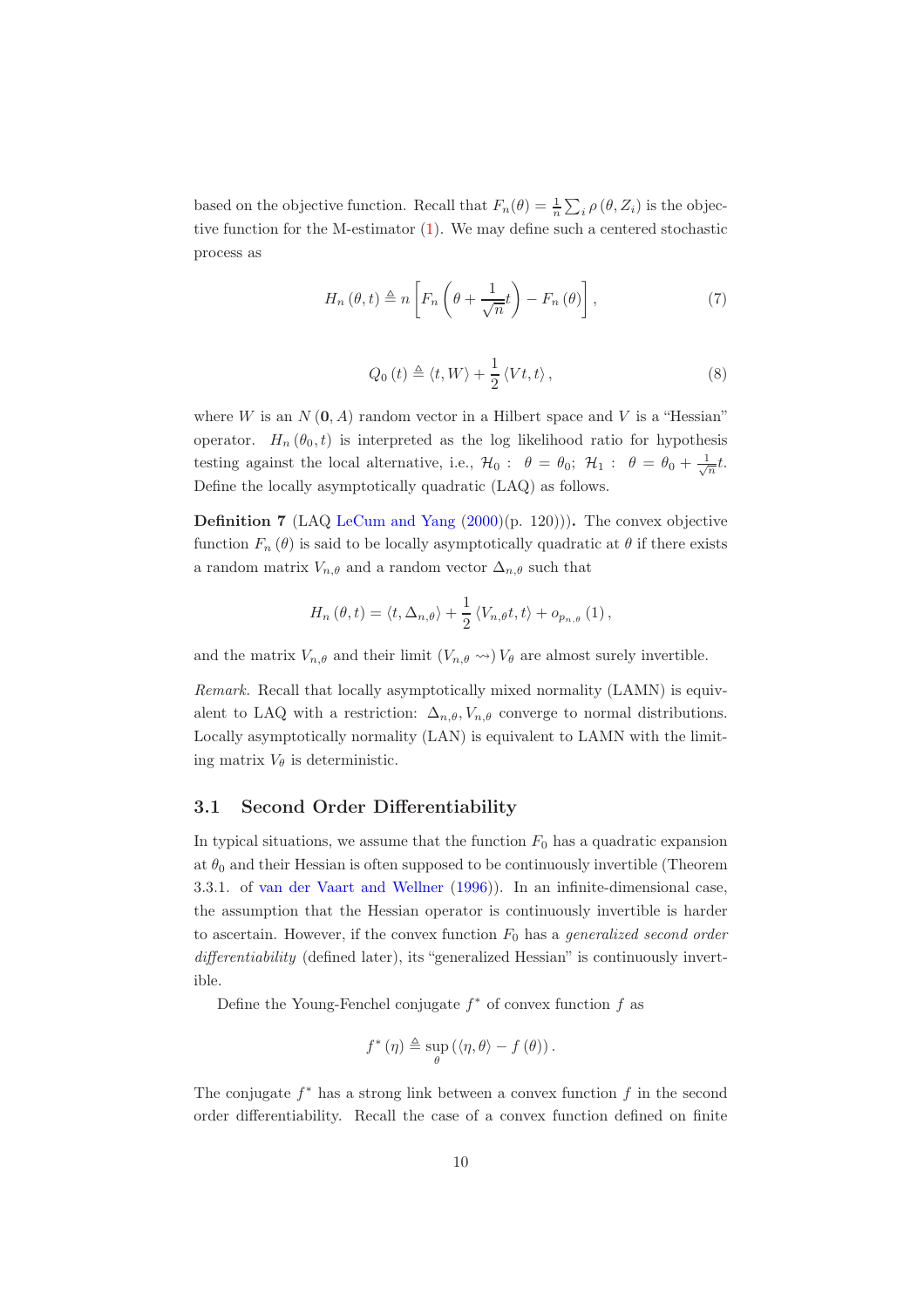based on the objective function. Recall that $F_n(\theta) = \frac{1}{n}\sum_i \rho(\theta, Z_i)$ is the objective function for the M-estimator (1). We may define such a centered stochastic process as

$$H_n(\theta, t) \triangleq n\left[F_n\left(\theta + \frac{1}{\sqrt{n}}t\right) - F_n(\theta)\right], \tag{7}$$

$$Q_0(t) \triangleq \langle t, W\rangle + \frac{1}{2}\langle Vt, t\rangle, \tag{8}$$

where $W$ is an $N(\mathbf{0}, A)$ random vector in a Hilbert space and $V$ is a "Hessian" operator. $H_n(\theta_0, t)$ is interpreted as the log likelihood ratio for hypothesis testing against the local alternative, i.e., $\mathcal{H}_0: \ \theta = \theta_0$; $\mathcal{H}_1: \ \theta = \theta_0 + \frac{1}{\sqrt{n}}t$. Define the locally asymptotically quadratic (LAQ) as follows.

**Definition 7** (LAQ LeCum and Yang (2000)(p. 120))**.** The convex objective function $F_n(\theta)$ is said to be locally asymptotically quadratic at $\theta$ if there exists a random matrix $V_{n,\theta}$ and a random vector $\Delta_{n,\theta}$ such that

$$H_n(\theta, t) = \langle t, \Delta_{n,\theta}\rangle + \frac{1}{2}\langle V_{n,\theta}t, t\rangle + o_{p_{n,\theta}}(1),$$

and the matrix $V_{n,\theta}$ and their limit ($V_{n,\theta} \rightsquigarrow$) $V_\theta$ are almost surely invertible.

*Remark.* Recall that locally asymptotically mixed normality (LAMN) is equivalent to LAQ with a restriction: $\Delta_{n,\theta}, V_{n,\theta}$ converge to normal distributions. Locally asymptotically normality (LAN) is equivalent to LAMN with the limiting matrix $V_\theta$ is deterministic.

## 3.1 Second Order Differentiability

In typical situations, we assume that the function $F_0$ has a quadratic expansion at $\theta_0$ and their Hessian is often supposed to be continuously invertible (Theorem 3.3.1. of van der Vaart and Wellner (1996)). In an infinite-dimensional case, the assumption that the Hessian operator is continuously invertible is harder to ascertain. However, if the convex function $F_0$ has a *generalized second order differentiability* (defined later), its "generalized Hessian" is continuously invertible.

Define the Young-Fenchel conjugate $f^*$ of convex function $f$ as

$$f^*(\eta) \triangleq \sup_\theta\left(\langle \eta, \theta\rangle - f(\theta)\right).$$

The conjugate $f^*$ has a strong link between a convex function $f$ in the second order differentiability. Recall the case of a convex function defined on finite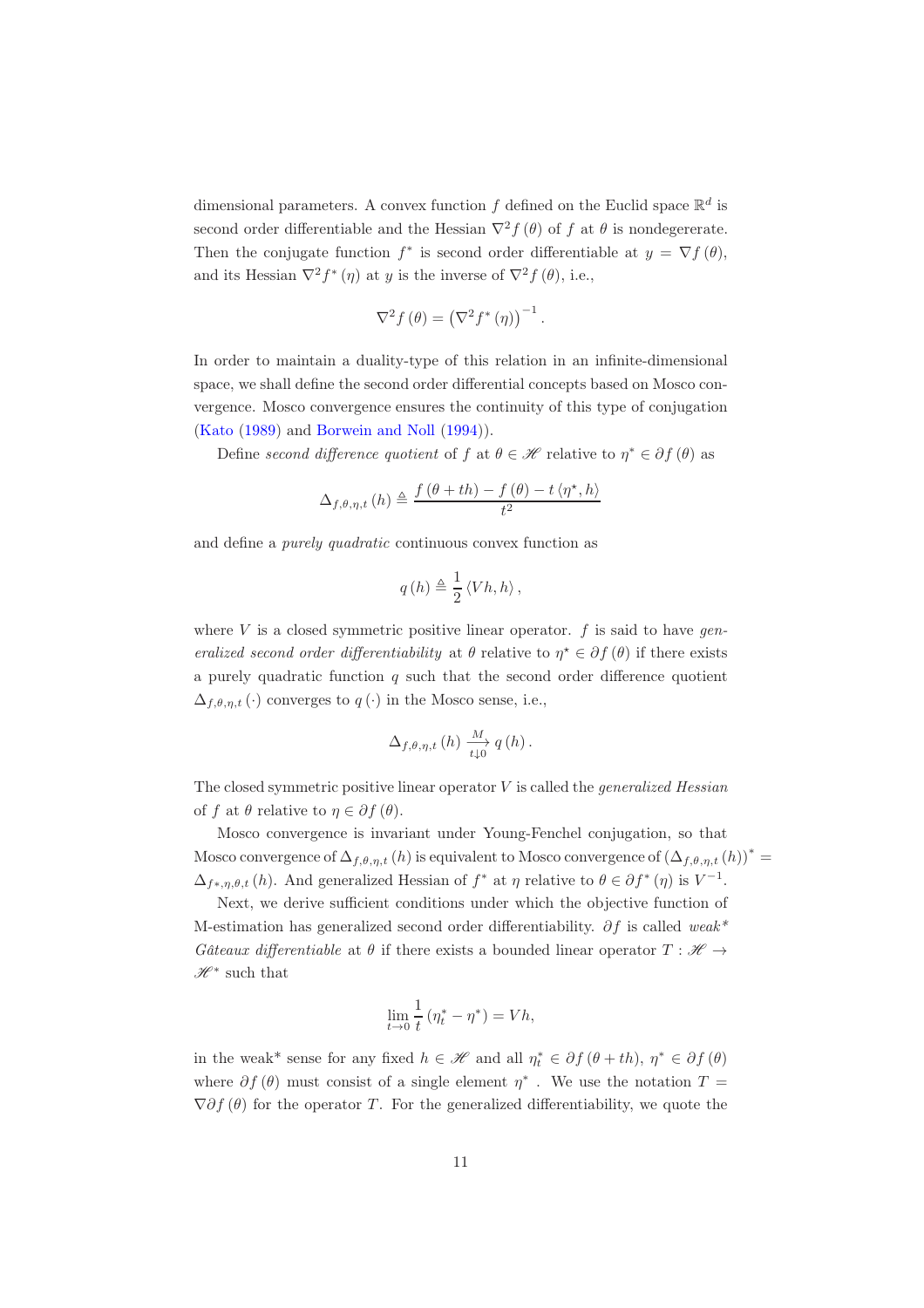dimensional parameters. A convex function $f$ defined on the Euclid space $\mathbb{R}^d$ is second order differentiable and the Hessian $\nabla^2 f(\theta)$ of $f$ at $\theta$ is nondegererate. Then the conjugate function $f^*$ is second order differentiable at $y = \nabla f(\theta)$, and its Hessian $\nabla^2 f^*(\eta)$ at $y$ is the inverse of $\nabla^2 f(\theta)$, i.e.,

$$\nabla^2 f(\theta) = \left(\nabla^2 f^*(\eta)\right)^{-1}.$$

In order to maintain a duality-type of this relation in an infinite-dimensional space, we shall define the second order differential concepts based on Mosco convergence. Mosco convergence ensures the continuity of this type of conjugation (Kato (1989) and Borwein and Noll (1994)).

Define *second difference quotient* of $f$ at $\theta \in \mathscr{H}$ relative to $\eta^* \in \partial f(\theta)$ as

$$\Delta_{f,\theta,\eta,t}(h) \triangleq \frac{f(\theta + th) - f(\theta) - t\langle \eta^{\star}, h\rangle}{t^2}$$

and define a *purely quadratic* continuous convex function as

$$q(h) \triangleq \frac{1}{2}\langle Vh, h\rangle,$$

where $V$ is a closed symmetric positive linear operator. $f$ is said to have *generalized second order differentiability* at $\theta$ relative to $\eta^{\star} \in \partial f(\theta)$ if there exists a purely quadratic function $q$ such that the second order difference quotient $\Delta_{f,\theta,\eta,t}(\cdot)$ converges to $q(\cdot)$ in the Mosco sense, i.e.,

$$\Delta_{f,\theta,\eta,t}(h) \xrightarrow[t\downarrow 0]{M} q(h).$$

The closed symmetric positive linear operator $V$ is called the *generalized Hessian* of $f$ at $\theta$ relative to $\eta \in \partial f(\theta)$.

Mosco convergence is invariant under Young-Fenchel conjugation, so that Mosco convergence of $\Delta_{f,\theta,\eta,t}(h)$ is equivalent to Mosco convergence of $(\Delta_{f,\theta,\eta,t}(h))^* = \Delta_{f^*,\eta,\theta,t}(h)$. And generalized Hessian of $f^*$ at $\eta$ relative to $\theta \in \partial f^*(\eta)$ is $V^{-1}$.

Next, we derive sufficient conditions under which the objective function of M-estimation has generalized second order differentiability. $\partial f$ is called *weak\* Gâteaux differentiable* at $\theta$ if there exists a bounded linear operator $T : \mathscr{H} \to \mathscr{H}^*$ such that

$$\lim_{t\to 0}\frac{1}{t}\left(\eta_t^* - \eta^*\right) = Vh,$$

in the weak* sense for any fixed $h \in \mathscr{H}$ and all $\eta_t^* \in \partial f(\theta + th)$, $\eta^* \in \partial f(\theta)$ where $\partial f(\theta)$ must consist of a single element $\eta^*$ . We use the notation $T = \nabla \partial f(\theta)$ for the operator $T$. For the generalized differentiability, we quote the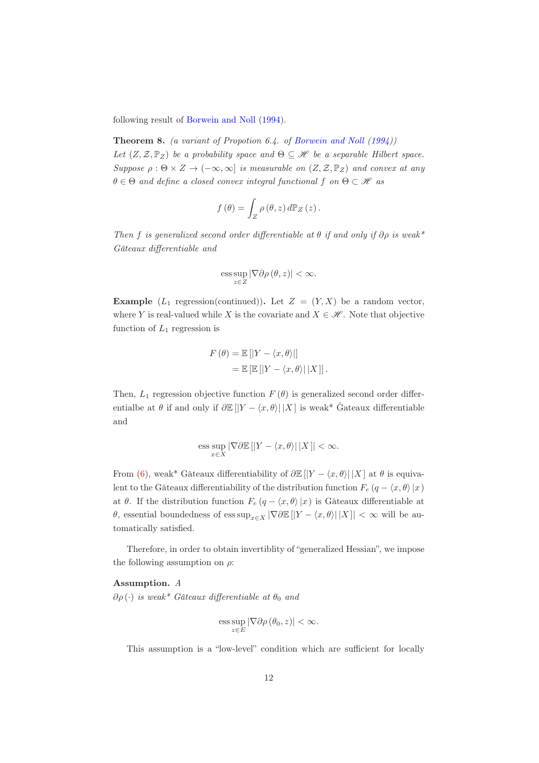following result of Borwein and Noll (1994).

**Theorem 8.** *(a variant of Propotion 6.4. of Borwein and Noll (1994))*
*Let $(Z, \mathcal{Z}, \mathbb{P}_Z)$ be a probability space and $\Theta \subseteq \mathscr{H}$ be a separable Hilbert space. Suppose $\rho : \Theta \times Z \to (-\infty, \infty]$ is measurable on $(Z, \mathcal{Z}, \mathbb{P}_Z)$ and convex at any $\theta \in \Theta$ and define a closed convex integral functional $f$ on $\Theta \subset \mathscr{H}$ as*

$$f(\theta) = \int_Z \rho(\theta, z)\, d\mathbb{P}_Z(z).$$

*Then $f$ is generalized second order differentiable at $\theta$ if and only if $\partial\rho$ is weak\* Gâteaux differentiable and*

$$\operatorname*{ess\,sup}_{z \in Z} |\nabla \partial \rho(\theta, z)| < \infty.$$

**Example** ($L_1$ regression(continued))**.** Let $Z = (Y, X)$ be a random vector, where $Y$ is real-valued while $X$ is the covariate and $X \in \mathscr{H}$. Note that objective function of $L_1$ regression is

$$\begin{aligned} F(\theta) &= \mathbb{E}\left[|Y - \langle x, \theta\rangle|\right] \\ &= \mathbb{E}\left[\mathbb{E}\left[|Y - \langle x, \theta\rangle| \,|X\right]\right]. \end{aligned}$$

Then, $L_1$ regression objective function $F(\theta)$ is generalized second order differentialbe at $\theta$ if and only if $\partial\mathbb{E}\left[|Y - \langle x, \theta\rangle| \,|X\right]$ is weak\* Ĝateaux differentiable and

$$\operatorname*{ess\,sup}_{x \in X} \left|\nabla \partial \mathbb{E}\left[|Y - \langle x, \theta\rangle| \,|X\right]\right| < \infty.$$

From (6), weak\* Gâteaux differentiability of $\partial\mathbb{E}\left[|Y - \langle x, \theta\rangle| \,|X\right]$ at $\theta$ is equivalent to the Gâteaux differentiability of the distribution function $F_e(q - \langle x, \theta\rangle \,|x)$ at $\theta$. If the distribution function $F_e(q - \langle x, \theta\rangle \,|x)$ is Gâteaux differentiable at $\theta$, essential boundedness of $\operatorname{ess\,sup}_{x \in X} \left|\nabla \partial \mathbb{E}\left[|Y - \langle x, \theta\rangle| \,|X\right]\right| < \infty$ will be automatically satisfied.

Therefore, in order to obtain invertiblity of "generalized Hessian", we impose the following assumption on $\rho$:

**Assumption.** *A*
*$\partial\rho(\cdot)$ is weak\* Gâteaux differentiable at $\theta_0$ and*

$$\operatorname*{ess\,sup}_{z \in E} |\nabla \partial \rho(\theta_0, z)| < \infty.$$

This assumption is a "low-level" condition which are sufficient for locally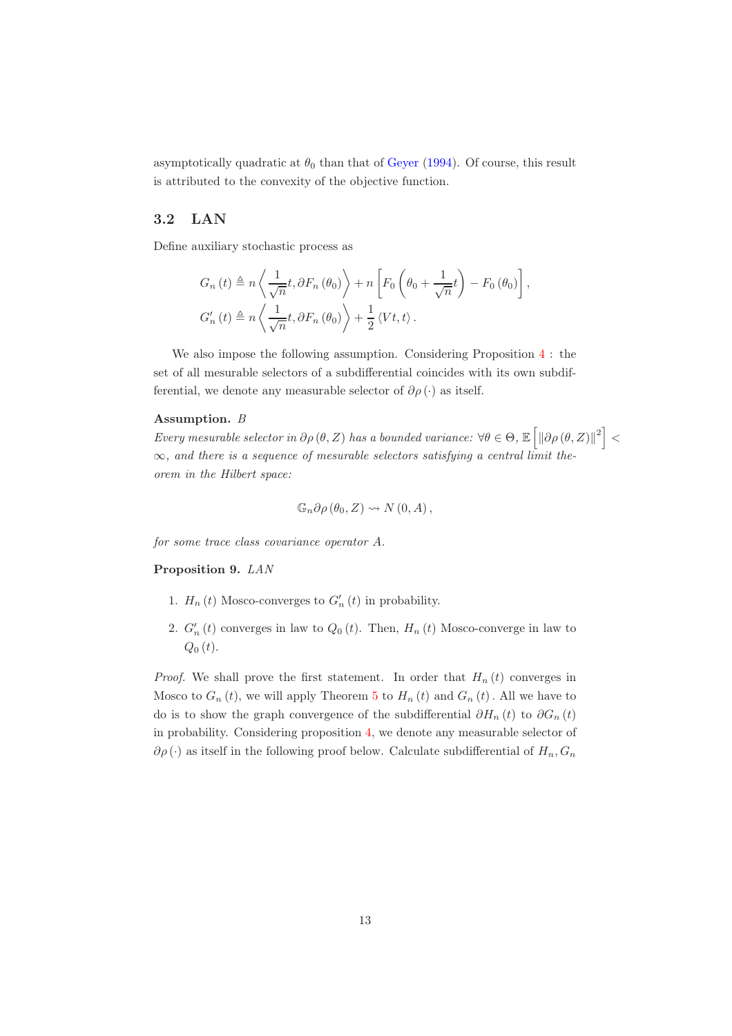asymptotically quadratic at $\theta_0$ than that of Geyer (1994). Of course, this result is attributed to the convexity of the objective function.

## 3.2 LAN

Define auxiliary stochastic process as

$$
\begin{aligned}
G_n(t) &\triangleq n\left\langle \frac{1}{\sqrt{n}}t, \partial F_n(\theta_0)\right\rangle + n\left[F_0\left(\theta_0 + \frac{1}{\sqrt{n}}t\right) - F_0(\theta_0)\right], \\
G'_n(t) &\triangleq n\left\langle \frac{1}{\sqrt{n}}t, \partial F_n(\theta_0)\right\rangle + \frac{1}{2}\langle Vt, t\rangle.
\end{aligned}
$$

We also impose the following assumption. Considering Proposition 4 : the set of all mesurable selectors of a subdifferential coincides with its own subdifferential, we denote any measurable selector of $\partial\rho(\cdot)$ as itself.

**Assumption.** *B*
*Every mesurable selector in $\partial\rho(\theta, Z)$ has a bounded variance: $\forall\theta\in\Theta$, $\mathbb{E}\left[\|\partial\rho(\theta, Z)\|^2\right] < \infty$, and there is a sequence of mesurable selectors satisfying a central limit theorem in the Hilbert space:*

$$
\mathbb{G}_n\partial\rho(\theta_0, Z) \rightsquigarrow N(0, A),
$$

*for some trace class covariance operator $A$.*

**Proposition 9.** *LAN*

1. $H_n(t)$ Mosco-converges to $G'_n(t)$ in probability.
2. $G'_n(t)$ converges in law to $Q_0(t)$. Then, $H_n(t)$ Mosco-converge in law to $Q_0(t)$.

*Proof.* We shall prove the first statement. In order that $H_n(t)$ converges in Mosco to $G_n(t)$, we will apply Theorem 5 to $H_n(t)$ and $G_n(t)$. All we have to do is to show the graph convergence of the subdifferential $\partial H_n(t)$ to $\partial G_n(t)$ in probability. Considering proposition 4, we denote any measurable selector of $\partial\rho(\cdot)$ as itself in the following proof below. Calculate subdifferential of $H_n, G_n$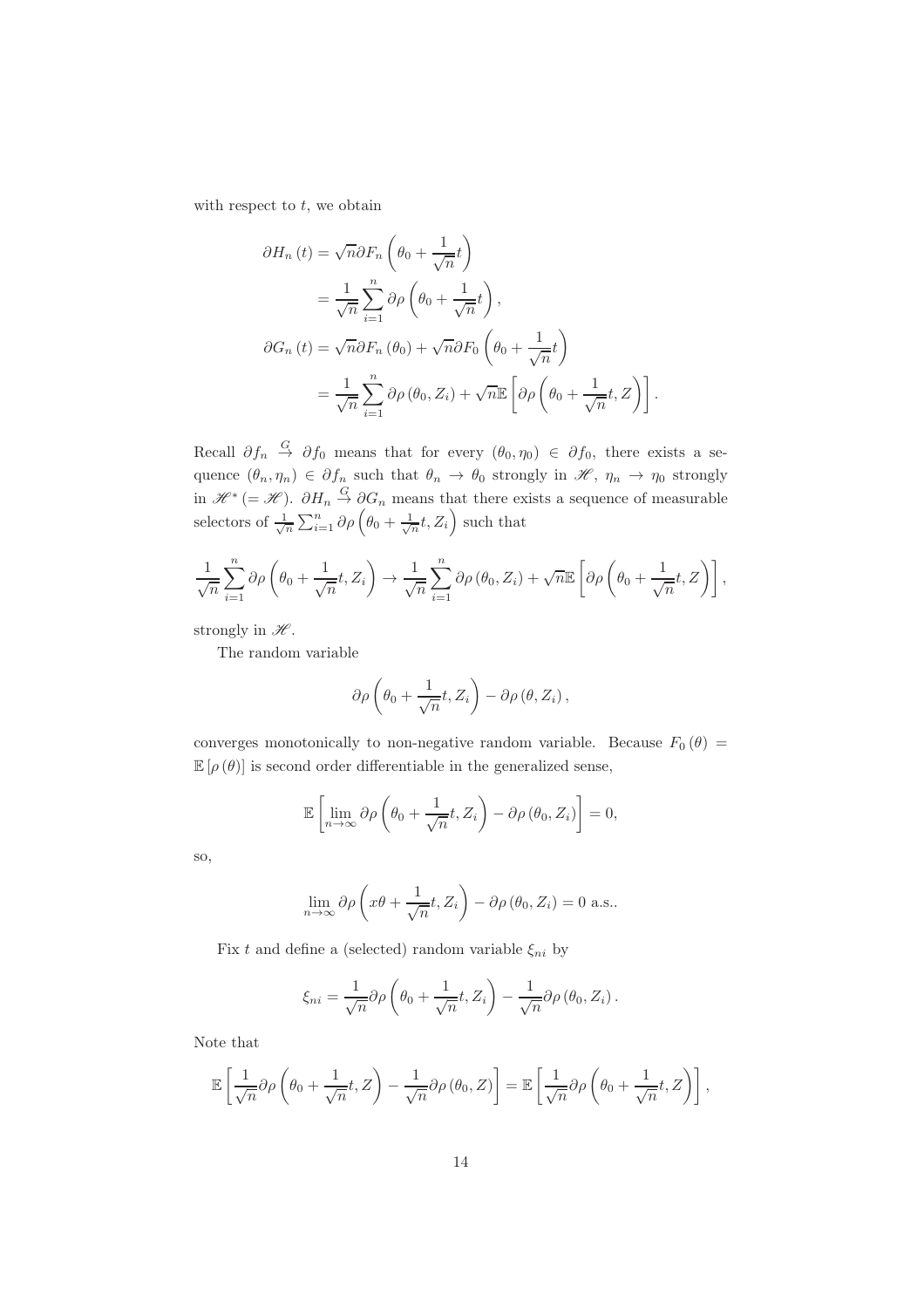with respect to $t$, we obtain

$$
\begin{aligned}
\partial H_n(t) &= \sqrt{n}\partial F_n\left(\theta_0 + \frac{1}{\sqrt{n}}t\right) \\
&= \frac{1}{\sqrt{n}}\sum_{i=1}^{n} \partial\rho\left(\theta_0 + \frac{1}{\sqrt{n}}t\right), \\
\partial G_n(t) &= \sqrt{n}\partial F_n(\theta_0) + \sqrt{n}\partial F_0\left(\theta_0 + \frac{1}{\sqrt{n}}t\right) \\
&= \frac{1}{\sqrt{n}}\sum_{i=1}^{n} \partial\rho(\theta_0, Z_i) + \sqrt{n}\mathbb{E}\left[\partial\rho\left(\theta_0 + \frac{1}{\sqrt{n}}t, Z\right)\right].
\end{aligned}
$$

Recall $\partial f_n \overset{G}{\to} \partial f_0$ means that for every $(\theta_0, \eta_0) \in \partial f_0$, there exists a sequence $(\theta_n, \eta_n) \in \partial f_n$ such that $\theta_n \to \theta_0$ strongly in $\mathscr{H}$, $\eta_n \to \eta_0$ strongly in $\mathscr{H}^* (= \mathscr{H})$. $\partial H_n \overset{G}{\to} \partial G_n$ means that there exists a sequence of measurable selectors of $\frac{1}{\sqrt{n}}\sum_{i=1}^{n}\partial\rho\left(\theta_0 + \frac{1}{\sqrt{n}}t, Z_i\right)$ such that

$$
\frac{1}{\sqrt{n}}\sum_{i=1}^{n} \partial\rho\left(\theta_0 + \frac{1}{\sqrt{n}}t, Z_i\right) \to \frac{1}{\sqrt{n}}\sum_{i=1}^{n} \partial\rho(\theta_0, Z_i) + \sqrt{n}\mathbb{E}\left[\partial\rho\left(\theta_0 + \frac{1}{\sqrt{n}}t, Z\right)\right],
$$

strongly in $\mathscr{H}$.

The random variable

$$
\partial\rho\left(\theta_0 + \frac{1}{\sqrt{n}}t, Z_i\right) - \partial\rho(\theta, Z_i),
$$

converges monotonically to non-negative random variable. Because $F_0(\theta) = \mathbb{E}[\rho(\theta)]$ is second order differentiable in the generalized sense,

$$
\mathbb{E}\left[\lim_{n\to\infty} \partial\rho\left(\theta_0 + \frac{1}{\sqrt{n}}t, Z_i\right) - \partial\rho(\theta_0, Z_i)\right] = 0,
$$

so,

$$
\lim_{n\to\infty} \partial\rho\left(x\theta + \frac{1}{\sqrt{n}}t, Z_i\right) - \partial\rho(\theta_0, Z_i) = 0 \text{ a.s.}.
$$

Fix $t$ and define a (selected) random variable $\xi_{ni}$ by

$$
\xi_{ni} = \frac{1}{\sqrt{n}}\partial\rho\left(\theta_0 + \frac{1}{\sqrt{n}}t, Z_i\right) - \frac{1}{\sqrt{n}}\partial\rho(\theta_0, Z_i).
$$

Note that

$$
\mathbb{E}\left[\frac{1}{\sqrt{n}}\partial\rho\left(\theta_0 + \frac{1}{\sqrt{n}}t, Z\right) - \frac{1}{\sqrt{n}}\partial\rho(\theta_0, Z)\right] = \mathbb{E}\left[\frac{1}{\sqrt{n}}\partial\rho\left(\theta_0 + \frac{1}{\sqrt{n}}t, Z\right)\right],
$$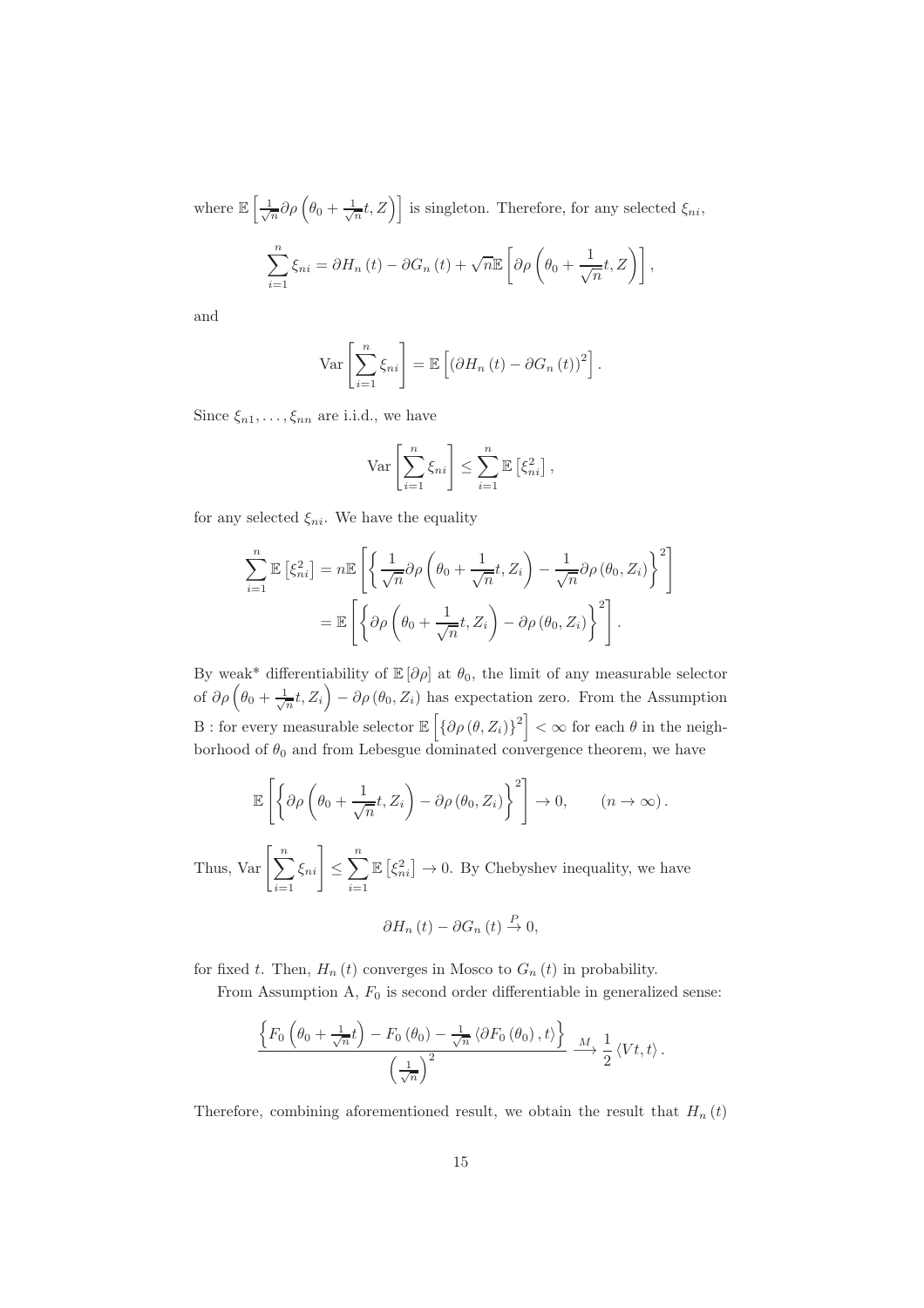where $\mathbb{E}\left[\frac{1}{\sqrt{n}}\partial\rho\left(\theta_0+\frac{1}{\sqrt{n}}t, Z\right)\right]$ is singleton. Therefore, for any selected $\xi_{ni}$,

$$
\sum_{i=1}^{n}\xi_{ni} = \partial H_n(t) - \partial G_n(t) + \sqrt{n}\mathbb{E}\left[\partial\rho\left(\theta_0+\frac{1}{\sqrt{n}}t, Z\right)\right],
$$

and

$$
\mathrm{Var}\left[\sum_{i=1}^{n}\xi_{ni}\right] = \mathbb{E}\left[\left(\partial H_n(t) - \partial G_n(t)\right)^2\right].
$$

Since $\xi_{n1},\ldots,\xi_{nn}$ are i.i.d., we have

$$
\mathrm{Var}\left[\sum_{i=1}^{n}\xi_{ni}\right] \leq \sum_{i=1}^{n}\mathbb{E}\left[\xi_{ni}^2\right],
$$

for any selected $\xi_{ni}$. We have the equality

$$
\begin{aligned}
\sum_{i=1}^{n}\mathbb{E}\left[\xi_{ni}^2\right] &= n\mathbb{E}\left[\left\{\frac{1}{\sqrt{n}}\partial\rho\left(\theta_0+\frac{1}{\sqrt{n}}t, Z_i\right) - \frac{1}{\sqrt{n}}\partial\rho\left(\theta_0, Z_i\right)\right\}^2\right] \\
&= \mathbb{E}\left[\left\{\partial\rho\left(\theta_0+\frac{1}{\sqrt{n}}t, Z_i\right) - \partial\rho\left(\theta_0, Z_i\right)\right\}^2\right].
\end{aligned}
$$

By weak* differentiability of $\mathbb{E}\left[\partial\rho\right]$ at $\theta_0$, the limit of any measurable selector of $\partial\rho\left(\theta_0+\frac{1}{\sqrt{n}}t, Z_i\right) - \partial\rho\left(\theta_0, Z_i\right)$ has expectation zero. From the Assumption B : for every measurable selector $\mathbb{E}\left[\left\{\partial\rho\left(\theta, Z_i\right)\right\}^2\right] < \infty$ for each $\theta$ in the neighborhood of $\theta_0$ and from Lebesgue dominated convergence theorem, we have

$$
\mathbb{E}\left[\left\{\partial\rho\left(\theta_0+\frac{1}{\sqrt{n}}t, Z_i\right) - \partial\rho\left(\theta_0, Z_i\right)\right\}^2\right] \to 0, \qquad (n\to\infty).
$$

Thus, $\mathrm{Var}\left[\sum_{i=1}^{n}\xi_{ni}\right] \leq \sum_{i=1}^{n}\mathbb{E}\left[\xi_{ni}^2\right] \to 0$. By Chebyshev inequality, we have

$$
\partial H_n(t) - \partial G_n(t) \xrightarrow{P} 0,
$$

for fixed $t$. Then, $H_n(t)$ converges in Mosco to $G_n(t)$ in probability.

From Assumption A, $F_0$ is second order differentiable in generalized sense:

$$
\frac{\left\{F_0\left(\theta_0+\frac{1}{\sqrt{n}}t\right) - F_0\left(\theta_0\right) - \frac{1}{\sqrt{n}}\left\langle\partial F_0\left(\theta_0\right), t\right\rangle\right\}}{\left(\frac{1}{\sqrt{n}}\right)^2} \xrightarrow{M} \frac{1}{2}\left\langle Vt, t\right\rangle.
$$

Therefore, combining aforementioned result, we obtain the result that $H_n(t)$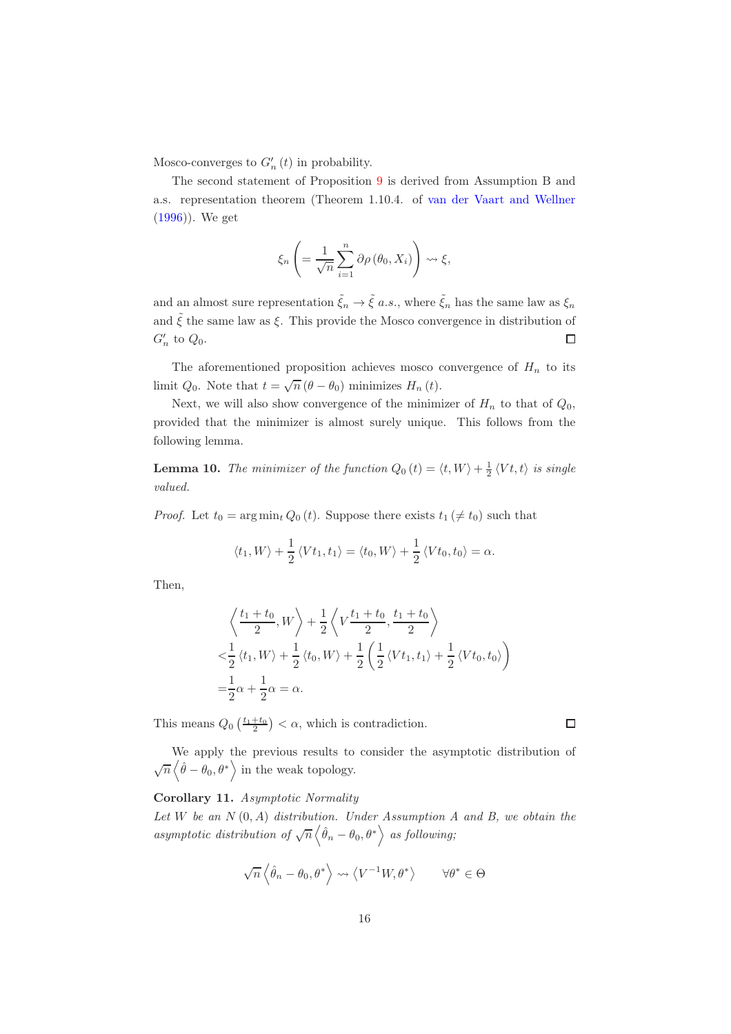Mosco-converges to $G_n'(t)$ in probability.

The second statement of Proposition 9 is derived from Assumption B and a.s. representation theorem (Theorem 1.10.4. of van der Vaart and Wellner (1996)). We get

$$\xi_n \left( = \frac{1}{\sqrt{n}} \sum_{i=1}^{n} \partial \rho(\theta_0, X_i) \right) \rightsquigarrow \xi,$$

and an almost sure representation $\tilde{\xi}_n \to \tilde{\xi}$ *a.s.*, where $\tilde{\xi}_n$ has the same law as $\xi_n$ and $\tilde{\xi}$ the same law as $\xi$. This provide the Mosco convergence in distribution of $G_n'$ to $Q_0$. $\square$

The aforementioned proposition achieves mosco convergence of $H_n$ to its limit $Q_0$. Note that $t = \sqrt{n}(\theta - \theta_0)$ minimizes $H_n(t)$.

Next, we will also show convergence of the minimizer of $H_n$ to that of $Q_0$, provided that the minimizer is almost surely unique. This follows from the following lemma.

**Lemma 10.** *The minimizer of the function $Q_0(t) = \langle t, W \rangle + \frac{1}{2} \langle Vt, t \rangle$ is single valued.*

*Proof.* Let $t_0 = \arg\min_t Q_0(t)$. Suppose there exists $t_1 (\neq t_0)$ such that

$$\langle t_1, W \rangle + \frac{1}{2} \langle V t_1, t_1 \rangle = \langle t_0, W \rangle + \frac{1}{2} \langle V t_0, t_0 \rangle = \alpha.$$

Then,

$$\begin{aligned}
&\left\langle \frac{t_1 + t_0}{2}, W \right\rangle + \frac{1}{2} \left\langle V \frac{t_1 + t_0}{2}, \frac{t_1 + t_0}{2} \right\rangle \\
<&\frac{1}{2} \langle t_1, W \rangle + \frac{1}{2} \langle t_0, W \rangle + \frac{1}{2} \left( \frac{1}{2} \langle V t_1, t_1 \rangle + \frac{1}{2} \langle V t_0, t_0 \rangle \right) \\
=&\frac{1}{2}\alpha + \frac{1}{2}\alpha = \alpha.
\end{aligned}$$

This means $Q_0\left(\frac{t_1+t_0}{2}\right) < \alpha$, which is contradiction. $\square$

We apply the previous results to consider the asymptotic distribution of $\sqrt{n}\left\langle \hat{\theta} - \theta_0, \theta^* \right\rangle$ in the weak topology.

**Corollary 11.** *Asymptotic Normality*
*Let $W$ be an $N(0, A)$ distribution. Under Assumption A and B, we obtain the asymptotic distribution of $\sqrt{n}\left\langle \hat{\theta}_n - \theta_0, \theta^* \right\rangle$ as following;*

$$\sqrt{n}\left\langle \hat{\theta}_n - \theta_0, \theta^* \right\rangle \rightsquigarrow \left\langle V^{-1} W, \theta^* \right\rangle \qquad \forall \theta^* \in \Theta$$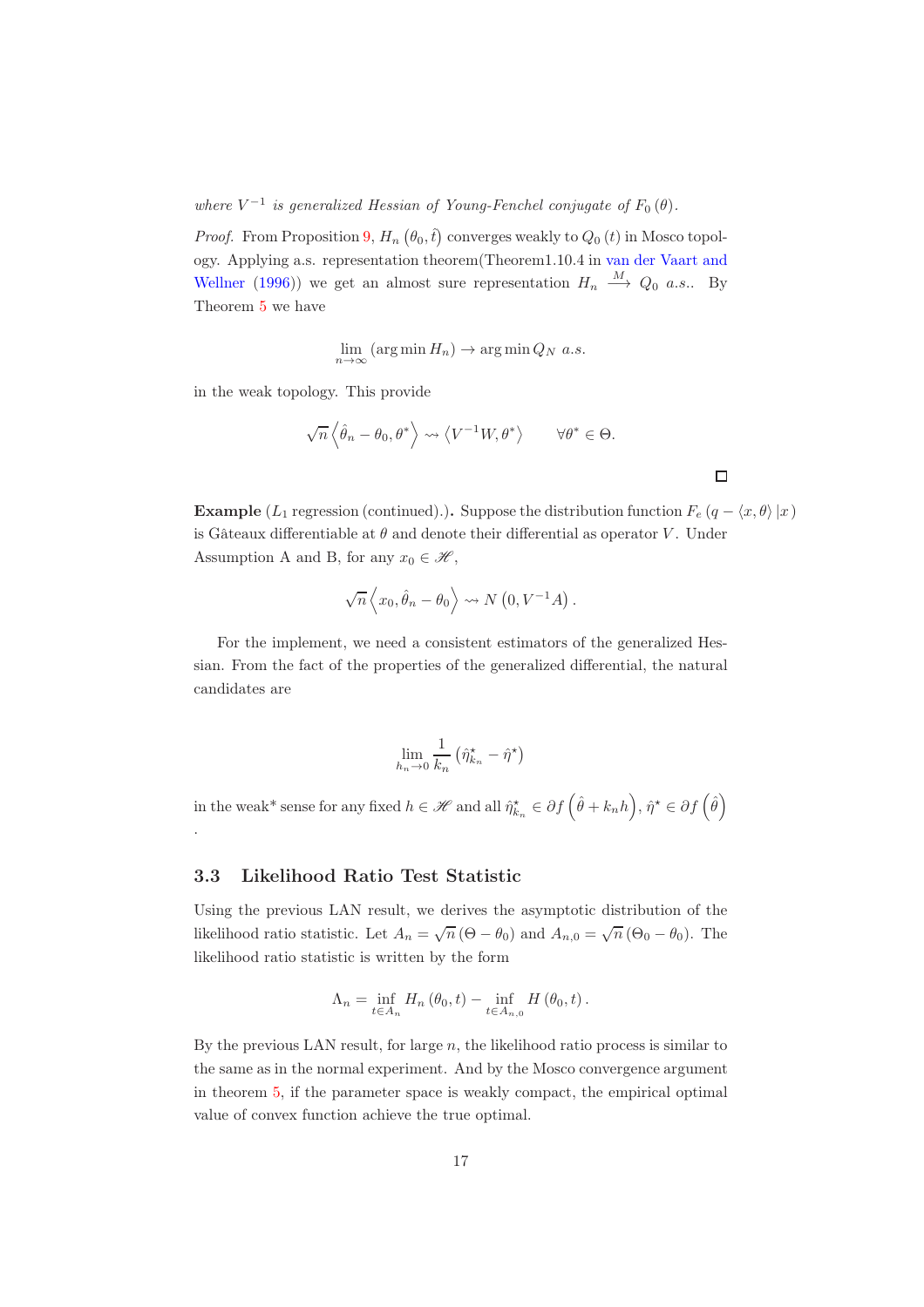*where $V^{-1}$ is generalized Hessian of Young-Fenchel conjugate of $F_0(\theta)$.*

*Proof.* From Proposition 9, $H_n\left(\theta_0, \hat{t}\right)$ converges weakly to $Q_0(t)$ in Mosco topology. Applying a.s. representation theorem(Theorem1.10.4 in van der Vaart and Wellner (1996)) we get an almost sure representation $H_n \xrightarrow{M} Q_0$ *a.s.*. By Theorem 5 we have

$$\lim_{n\to\infty} (\arg\min H_n) \to \arg\min Q_N \ a.s.$$

in the weak topology. This provide

$$\sqrt{n}\left\langle \hat{\theta}_n - \theta_0, \theta^* \right\rangle \rightsquigarrow \left\langle V^{-1}W, \theta^* \right\rangle \qquad \forall \theta^* \in \Theta.$$

□

**Example** ($L_1$ regression (continued).)**.** Suppose the distribution function $F_e\left(q - \langle x, \theta\rangle \,|x\right)$ is Gâteaux differentiable at $\theta$ and denote their differential as operator $V$. Under Assumption A and B, for any $x_0 \in \mathscr{H}$,

$$\sqrt{n}\left\langle x_0, \hat{\theta}_n - \theta_0 \right\rangle \rightsquigarrow N\left(0, V^{-1}A\right).$$

For the implement, we need a consistent estimators of the generalized Hessian. From the fact of the properties of the generalized differential, the natural candidates are

$$\lim_{h_n\to 0} \frac{1}{k_n}\left(\hat{\eta}^\star_{k_n} - \hat{\eta}^\star\right)$$

in the weak* sense for any fixed $h \in \mathscr{H}$ and all $\hat{\eta}^\star_{k_n} \in \partial f\left(\hat{\theta} + k_n h\right)$, $\hat{\eta}^\star \in \partial f\left(\hat{\theta}\right)$
.

### 3.3 Likelihood Ratio Test Statistic

Using the previous LAN result, we derives the asymptotic distribution of the likelihood ratio statistic. Let $A_n = \sqrt{n}\left(\Theta - \theta_0\right)$ and $A_{n,0} = \sqrt{n}\left(\Theta_0 - \theta_0\right)$. The likelihood ratio statistic is written by the form

$$\Lambda_n = \inf_{t\in A_n} H_n\left(\theta_0, t\right) - \inf_{t\in A_{n,0}} H\left(\theta_0, t\right).$$

By the previous LAN result, for large $n$, the likelihood ratio process is similar to the same as in the normal experiment. And by the Mosco convergence argument in theorem 5, if the parameter space is weakly compact, the empirical optimal value of convex function achieve the true optimal.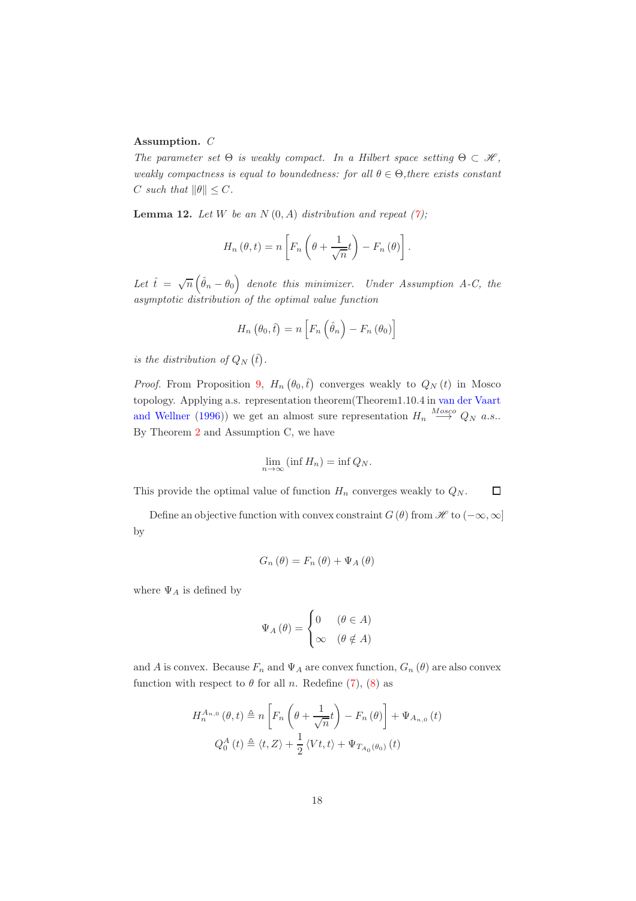**Assumption.** *C*

*The parameter set $\Theta$ is weakly compact. In a Hilbert space setting $\Theta \subset \mathscr{H}$, weakly compactness is equal to boundedness: for all $\theta \in \Theta$,there exists constant $C$ such that $\|\theta\| \le C$.*

**Lemma 12.** *Let $W$ be an $N(0, A)$ distribution and repeat (7);*

$$H_n(\theta, t) = n\left[F_n\left(\theta + \frac{1}{\sqrt{n}}t\right) - F_n(\theta)\right].$$

*Let $\hat{t} = \sqrt{n}\left(\hat{\theta}_n - \theta_0\right)$ denote this minimizer. Under Assumption A-C, the asymptotic distribution of the optimal value function*

$$H_n\left(\theta_0, \hat{t}\right) = n\left[F_n\left(\hat{\theta}_n\right) - F_n(\theta_0)\right]$$

*is the distribution of $Q_N\left(\hat{t}\right)$.*

*Proof.* From Proposition 9, $H_n\left(\theta_0, \hat{t}\right)$ converges weakly to $Q_N(t)$ in Mosco topology. Applying a.s. representation theorem(Theorem1.10.4 in van der Vaart and Wellner (1996)) we get an almost sure representation $H_n \overset{Mosco}{\longrightarrow} Q_N$ *a.s.*. By Theorem 2 and Assumption C, we have

$$\lim_{n\to\infty}(\inf H_n) = \inf Q_N.$$

This provide the optimal value of function $H_n$ converges weakly to $Q_N$. ☐

Define an objective function with convex constraint $G(\theta)$ from $\mathscr{H}$ to $(-\infty, \infty]$ by

$$G_n(\theta) = F_n(\theta) + \Psi_A(\theta)$$

where $\Psi_A$ is defined by

$$\Psi_A(\theta) = \begin{cases} 0 & (\theta \in A) \\ \infty & (\theta \notin A) \end{cases}$$

and $A$ is convex. Because $F_n$ and $\Psi_A$ are convex function, $G_n(\theta)$ are also convex function with respect to $\theta$ for all $n$. Redefine (7), (8) as

$$H_n^{A_{n,0}}(\theta, t) \triangleq n\left[F_n\left(\theta + \frac{1}{\sqrt{n}}t\right) - F_n(\theta)\right] + \Psi_{A_{n,0}}(t)$$

$$Q_0^A(t) \triangleq \langle t, Z\rangle + \frac{1}{2}\langle Vt, t\rangle + \Psi_{T_{A_0}(\theta_0)}(t)$$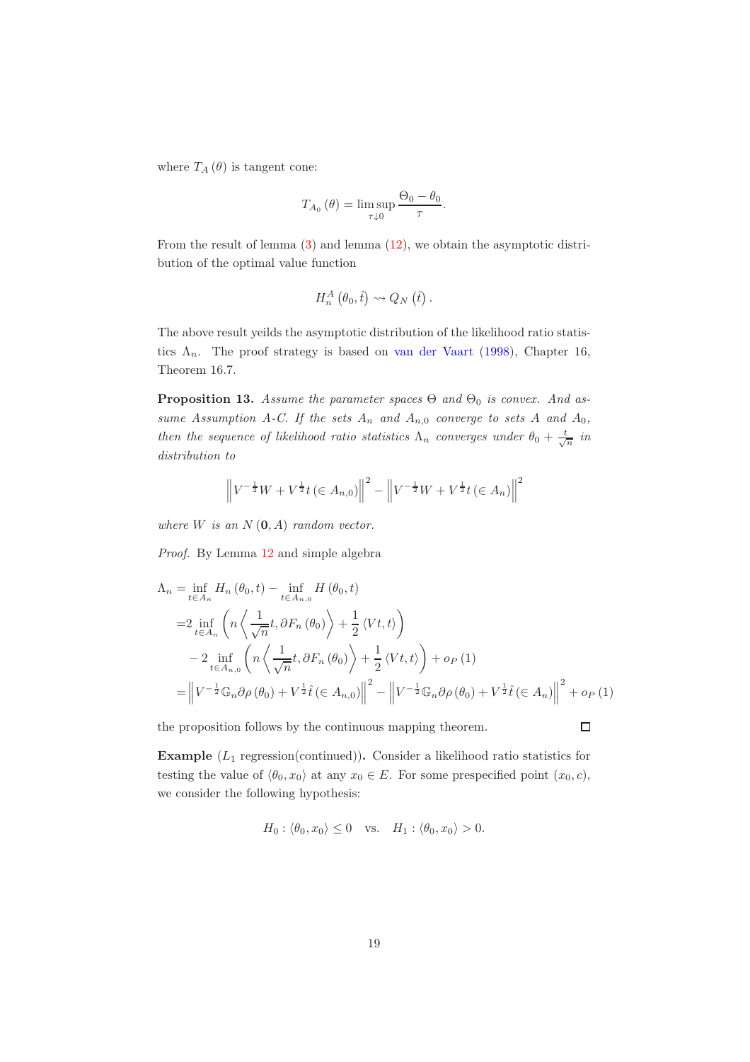where $T_A(\theta)$ is tangent cone:

$$T_{A_0}(\theta) = \limsup_{\tau \downarrow 0} \frac{\Theta_0 - \theta_0}{\tau}.$$

From the result of lemma (3) and lemma (12), we obtain the asymptotic distribution of the optimal value function

$$H_n^A\left(\theta_0, \hat{t}\right) \rightsquigarrow Q_N\left(\hat{t}\right).$$

The above result yeilds the asymptotic distribution of the likelihood ratio statistics $\Lambda_n$. The proof strategy is based on van der Vaart (1998), Chapter 16, Theorem 16.7.

**Proposition 13.** *Assume the parameter spaces $\Theta$ and $\Theta_0$ is convex. And assume Assumption A-C. If the sets $A_n$ and $A_{n,0}$ converge to sets $A$ and $A_0$, then the sequence of likelihood ratio statistics $\Lambda_n$ converges under $\theta_0 + \frac{t}{\sqrt{n}}$ in distribution to*

$$\left\| V^{-\frac{1}{2}} W + V^{\frac{1}{2}} t\left(\in A_{n,0}\right)\right\|^2 - \left\| V^{-\frac{1}{2}} W + V^{\frac{1}{2}} t\left(\in A_n\right)\right\|^2$$

*where $W$ is an $N(\mathbf{0}, A)$ random vector.*

*Proof.* By Lemma 12 and simple algebra

$$\begin{aligned}
\Lambda_n =& \inf_{t \in A_n} H_n\left(\theta_0, t\right) - \inf_{t \in A_{n,0}} H\left(\theta_0, t\right) \\
=& 2 \inf_{t \in A_n} \left( n \left\langle \frac{1}{\sqrt{n}} t, \partial F_n\left(\theta_0\right) \right\rangle + \frac{1}{2} \langle Vt, t\rangle \right) \\
& - 2 \inf_{t \in A_{n,0}} \left( n \left\langle \frac{1}{\sqrt{n}} t, \partial F_n\left(\theta_0\right) \right\rangle + \frac{1}{2} \langle Vt, t\rangle \right) + o_P(1) \\
=& \left\| V^{-\frac{1}{2}} \mathbb{G}_n \partial \rho\left(\theta_0\right) + V^{\frac{1}{2}} \hat{t}\left(\in A_{n,0}\right)\right\|^2 - \left\| V^{-\frac{1}{2}} \mathbb{G}_n \partial \rho\left(\theta_0\right) + V^{\frac{1}{2}} \hat{t}\left(\in A_n\right)\right\|^2 + o_P(1)
\end{aligned}$$

the proposition follows by the continuous mapping theorem. $\square$

**Example** ($L_1$ regression(continued))**.** Consider a likelihood ratio statistics for testing the value of $\langle \theta_0, x_0\rangle$ at any $x_0 \in E$. For some prespecified point $(x_0, c)$, we consider the following hypothesis:

$$H_0 : \langle \theta_0, x_0\rangle \leq 0 \quad \text{vs.} \quad H_1 : \langle \theta_0, x_0\rangle > 0.$$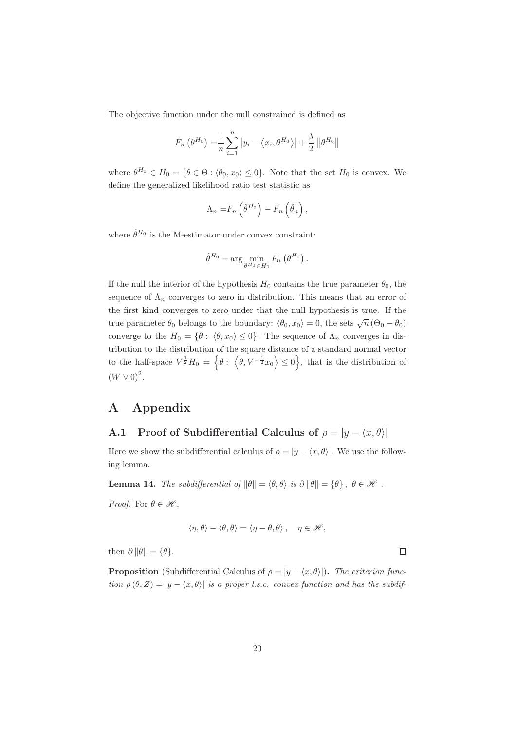The objective function under the null constrained is defined as

$$F_n\left(\theta^{H_0}\right) = \frac{1}{n}\sum_{i=1}^{n}\left|y_i - \left\langle x_i, \theta^{H_0}\right\rangle\right| + \frac{\lambda}{2}\left\|\theta^{H_0}\right\|$$

where $\theta^{H_0} \in H_0 = \{\theta \in \Theta : \langle \theta_0, x_0 \rangle \leq 0\}$. Note that the set $H_0$ is convex. We define the generalized likelihood ratio test statistic as

$$\Lambda_n = F_n\left(\hat{\theta}^{H_0}\right) - F_n\left(\hat{\theta}_n\right),$$

where $\hat{\theta}^{H_0}$ is the M-estimator under convex constraint:

$$\hat{\theta}^{H_0} = \arg\min_{\theta^{H_0} \in H_0} F_n\left(\theta^{H_0}\right).$$

If the null the interior of the hypothesis $H_0$ contains the true parameter $\theta_0$, the sequence of $\Lambda_n$ converges to zero in distribution. This means that an error of the first kind converges to zero under that the null hypothesis is true. If the true parameter $\theta_0$ belongs to the boundary: $\langle \theta_0, x_0 \rangle = 0$, the sets $\sqrt{n}\,(\Theta_0 - \theta_0)$ converge to the $H_0 = \{\theta : \langle \theta, x_0 \rangle \leq 0\}$. The sequence of $\Lambda_n$ converges in distribution to the distribution of the square distance of a standard normal vector to the half-space $V^{\frac{1}{2}}H_0 = \left\{\theta : \left\langle \theta, V^{-\frac{1}{2}}x_0 \right\rangle \leq 0\right\}$, that is the distribution of $(W \vee 0)^2$.

# A Appendix

## A.1 Proof of Subdifferential Calculus of $\rho = |y - \langle x, \theta \rangle|$

Here we show the subdifferential calculus of $\rho = |y - \langle x, \theta \rangle|$. We use the following lemma.

**Lemma 14.** *The subdifferential of $\|\theta\| = \langle \theta, \theta \rangle$ is $\partial \|\theta\| = \{\theta\}$, $\theta \in \mathscr{H}$.*

*Proof.* For $\theta \in \mathscr{H}$,

$$\langle \eta, \theta \rangle - \langle \theta, \theta \rangle = \langle \eta - \theta, \theta \rangle, \quad \eta \in \mathscr{H},$$

then $\partial \|\theta\| = \{\theta\}$. □

**Proposition** (Subdifferential Calculus of $\rho = |y - \langle x, \theta \rangle|$)**.** *The criterion function $\rho(\theta, Z) = |y - \langle x, \theta \rangle|$ is a proper l.s.c. convex function and has the subdif-*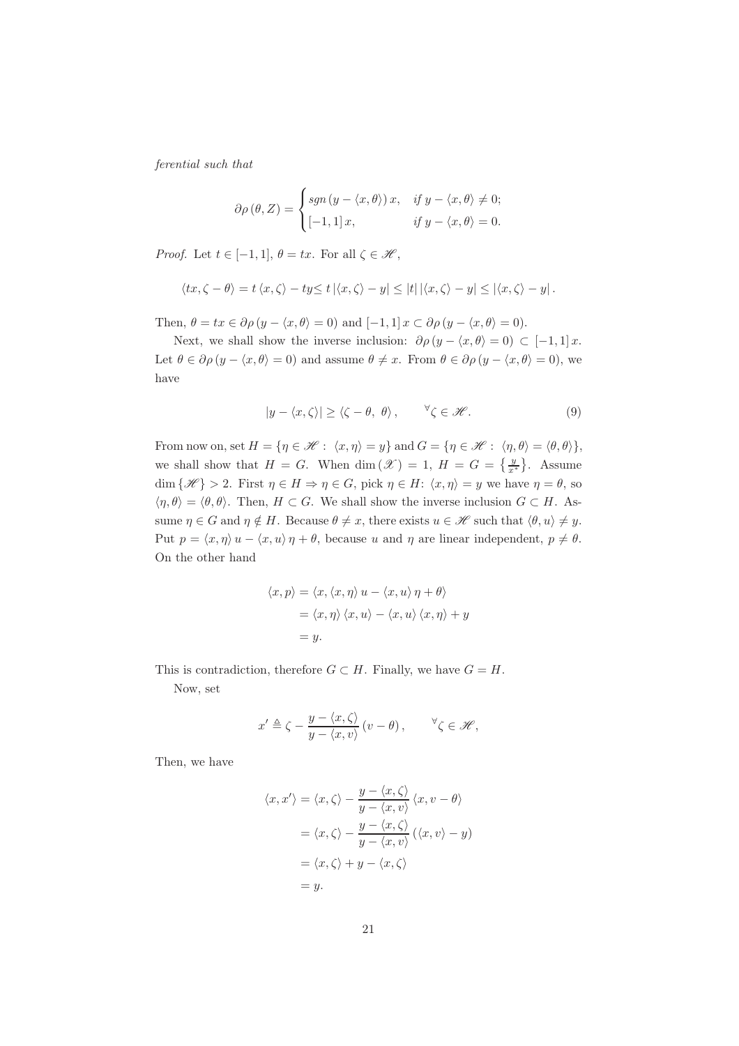*ferential such that*

$$\partial\rho\left(\theta,Z\right)=\begin{cases} sgn\left(y-\langle x,\theta\rangle\right)x, & \text{if } y-\langle x,\theta\rangle\neq 0;\\ \left[-1,1\right]x, & \text{if } y-\langle x,\theta\rangle=0.\end{cases}$$

*Proof.* Let $t\in[-1,1]$, $\theta=tx$. For all $\zeta\in\mathscr{H}$,

$$\langle tx,\zeta-\theta\rangle=t\,\langle x,\zeta\rangle-ty\leq t\left|\langle x,\zeta\rangle-y\right|\leq|t|\left|\langle x,\zeta\rangle-y\right|\leq\left|\langle x,\zeta\rangle-y\right|.$$

Then, $\theta=tx\in\partial\rho\left(y-\langle x,\theta\rangle=0\right)$ and $[-1,1]\,x\subset\partial\rho\left(y-\langle x,\theta\rangle=0\right)$.

Next, we shall show the inverse inclusion: $\partial\rho\left(y-\langle x,\theta\rangle=0\right)\subset[-1,1]\,x$. Let $\theta\in\partial\rho\left(y-\langle x,\theta\rangle=0\right)$ and assume $\theta\neq x$. From $\theta\in\partial\rho\left(y-\langle x,\theta\rangle=0\right)$, we have

$$|y-\langle x,\zeta\rangle|\geq\langle\zeta-\theta,\ \theta\rangle,\qquad{}^{\forall}\zeta\in\mathscr{H}.\tag{9}$$

From now on, set $H=\{\eta\in\mathscr{H}:\ \langle x,\eta\rangle=y\}$ and $G=\{\eta\in\mathscr{H}:\ \langle\eta,\theta\rangle=\langle\theta,\theta\rangle\}$, we shall show that $H=G$. When $\dim\left(\mathscr{X}\right)=1$, $H=G=\left\{\frac{y}{x^{*}}\right\}$. Assume $\dim\{\mathscr{H}\}>2$. First $\eta\in H\Rightarrow\eta\in G$, pick $\eta\in H$: $\langle x,\eta\rangle=y$ we have $\eta=\theta$, so $\langle\eta,\theta\rangle=\langle\theta,\theta\rangle$. Then, $H\subset G$. We shall show the inverse inclusion $G\subset H$. Assume $\eta\in G$ and $\eta\notin H$. Because $\theta\neq x$, there exists $u\in\mathscr{H}$ such that $\langle\theta,u\rangle\neq y$. Put $p=\langle x,\eta\rangle\,u-\langle x,u\rangle\,\eta+\theta$, because $u$ and $\eta$ are linear independent, $p\neq\theta$. On the other hand

$$\begin{aligned}\langle x,p\rangle&=\langle x,\langle x,\eta\rangle\,u-\langle x,u\rangle\,\eta+\theta\rangle\\&=\langle x,\eta\rangle\,\langle x,u\rangle-\langle x,u\rangle\,\langle x,\eta\rangle+y\\&=y.\end{aligned}$$

This is contradiction, therefore $G\subset H$. Finally, we have $G=H$.

Now, set

$$x'\triangleq\zeta-\frac{y-\langle x,\zeta\rangle}{y-\langle x,v\rangle}\left(v-\theta\right),\qquad{}^{\forall}\zeta\in\mathscr{H},$$

Then, we have

$$\begin{aligned}\langle x,x'\rangle&=\langle x,\zeta\rangle-\frac{y-\langle x,\zeta\rangle}{y-\langle x,v\rangle}\,\langle x,v-\theta\rangle\\&=\langle x,\zeta\rangle-\frac{y-\langle x,\zeta\rangle}{y-\langle x,v\rangle}\left(\langle x,v\rangle-y\right)\\&=\langle x,\zeta\rangle+y-\langle x,\zeta\rangle\\&=y.\end{aligned}$$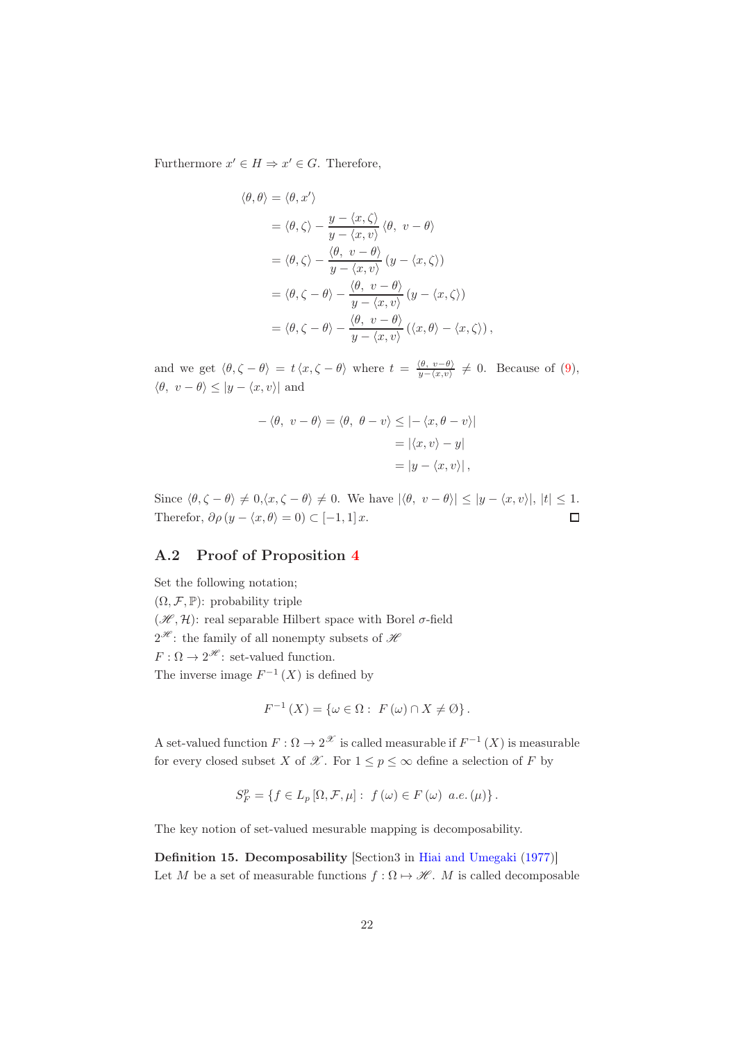Furthermore $x' \in H \Rightarrow x' \in G$. Therefore,

$$
\begin{aligned}
\langle \theta, \theta \rangle &= \langle \theta, x' \rangle \\
&= \langle \theta, \zeta \rangle - \frac{y - \langle x, \zeta \rangle}{y - \langle x, v \rangle} \langle \theta,\ v - \theta \rangle \\
&= \langle \theta, \zeta \rangle - \frac{\langle \theta,\ v - \theta \rangle}{y - \langle x, v \rangle} (y - \langle x, \zeta \rangle) \\
&= \langle \theta, \zeta - \theta \rangle - \frac{\langle \theta,\ v - \theta \rangle}{y - \langle x, v \rangle} (y - \langle x, \zeta \rangle) \\
&= \langle \theta, \zeta - \theta \rangle - \frac{\langle \theta,\ v - \theta \rangle}{y - \langle x, v \rangle} (\langle x, \theta \rangle - \langle x, \zeta \rangle),
\end{aligned}
$$

and we get $\langle \theta, \zeta - \theta \rangle = t \langle x, \zeta - \theta \rangle$ where $t = \frac{\langle \theta,\ v - \theta \rangle}{y - \langle x, v \rangle} \neq 0$. Because of (9), $\langle \theta,\ v - \theta \rangle \leq |y - \langle x, v \rangle|$ and

$$
\begin{aligned}
-\langle \theta,\ v - \theta \rangle = \langle \theta,\ \theta - v \rangle &\leq |-\langle x, \theta - v \rangle| \\
&= |\langle x, v \rangle - y| \\
&= |y - \langle x, v \rangle|,
\end{aligned}
$$

Since $\langle \theta, \zeta - \theta \rangle \neq 0$,$\langle x, \zeta - \theta \rangle \neq 0$. We have $|\langle \theta,\ v - \theta \rangle| \leq |y - \langle x, v \rangle|$, $|t| \leq 1$. Therefor, $\partial \rho (y - \langle x, \theta \rangle = 0) \subset [-1, 1]\, x$. ☐

## A.2 Proof of Proposition 4

Set the following notation;
$(\Omega, \mathcal{F}, \mathbb{P})$: probability triple
$(\mathscr{H}, \mathcal{H})$: real separable Hilbert space with Borel $\sigma$-field
$2^{\mathscr{H}}$: the family of all nonempty subsets of $\mathscr{H}$
$F : \Omega \to 2^{\mathscr{H}}$: set-valued function.
The inverse image $F^{-1}(X)$ is defined by

$$
F^{-1}(X) = \{\omega \in \Omega :\ F(\omega) \cap X \neq \emptyset\}.
$$

A set-valued function $F : \Omega \to 2^{\mathscr{X}}$ is called measurable if $F^{-1}(X)$ is measurable for every closed subset $X$ of $\mathscr{X}$. For $1 \leq p \leq \infty$ define a selection of $F$ by

$$
S_F^p = \{f \in L_p[\Omega, \mathcal{F}, \mu] :\ f(\omega) \in F(\omega)\ \ a.e.(\mu)\}.
$$

The key notion of set-valued mesurable mapping is decomposability.

**Definition 15. Decomposability** [Section3 in Hiai and Umegaki (1977)]
Let $M$ be a set of measurable functions $f : \Omega \mapsto \mathscr{H}$. $M$ is called decomposable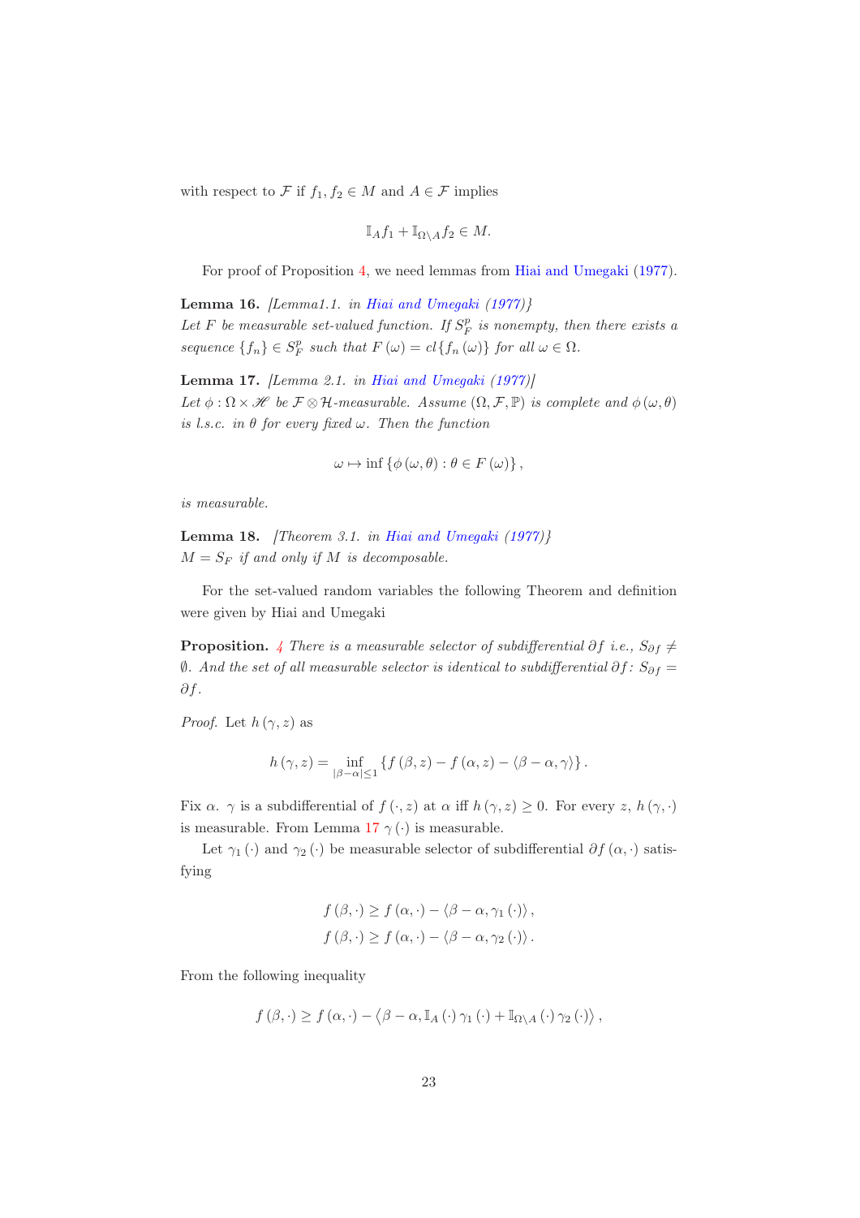with respect to $\mathcal{F}$ if $f_1, f_2 \in M$ and $A \in \mathcal{F}$ implies

$$\mathbb{I}_A f_1 + \mathbb{I}_{\Omega \setminus A} f_2 \in M.$$

For proof of Proposition 4, we need lemmas from Hiai and Umegaki (1977).

**Lemma 16.** *[Lemma1.1. in Hiai and Umegaki (1977)]*
*Let $F$ be measurable set-valued function. If $S_F^p$ is nonempty, then there exists a sequence $\{f_n\} \in S_F^p$ such that $F(\omega) = cl\{f_n(\omega)\}$ for all $\omega \in \Omega$.*

**Lemma 17.** *[Lemma 2.1. in Hiai and Umegaki (1977)]*
*Let $\phi : \Omega \times \mathscr{H}$ be $\mathcal{F} \otimes \mathcal{H}$-measurable. Assume $(\Omega, \mathcal{F}, \mathbb{P})$ is complete and $\phi(\omega, \theta)$ is l.s.c. in $\theta$ for every fixed $\omega$. Then the function*

$$\omega \mapsto \inf\{\phi(\omega, \theta) : \theta \in F(\omega)\},$$

*is measurable.*

**Lemma 18.** *[Theorem 3.1. in Hiai and Umegaki (1977)]*
*$M = S_F$ if and only if $M$ is decomposable.*

For the set-valued random variables the following Theorem and definition were given by Hiai and Umegaki

**Proposition.** *4 There is a measurable selector of subdifferential $\partial f$ i.e., $S_{\partial f} \neq \emptyset$. And the set of all measurable selector is identical to subdifferential $\partial f$: $S_{\partial f} = \partial f$.*

*Proof.* Let $h(\gamma, z)$ as

$$h(\gamma, z) = \inf_{|\beta - \alpha| \leq 1} \{f(\beta, z) - f(\alpha, z) - \langle \beta - \alpha, \gamma \rangle\}.$$

Fix $\alpha$. $\gamma$ is a subdifferential of $f(\cdot, z)$ at $\alpha$ iff $h(\gamma, z) \geq 0$. For every $z$, $h(\gamma, \cdot)$ is measurable. From Lemma 17 $\gamma(\cdot)$ is measurable.

Let $\gamma_1(\cdot)$ and $\gamma_2(\cdot)$ be measurable selector of subdifferential $\partial f(\alpha, \cdot)$ satisfying

$$f(\beta, \cdot) \geq f(\alpha, \cdot) - \langle \beta - \alpha, \gamma_1(\cdot) \rangle,$$
$$f(\beta, \cdot) \geq f(\alpha, \cdot) - \langle \beta - \alpha, \gamma_2(\cdot) \rangle.$$

From the following inequality

$$f(\beta, \cdot) \geq f(\alpha, \cdot) - \langle \beta - \alpha, \mathbb{I}_A(\cdot)\gamma_1(\cdot) + \mathbb{I}_{\Omega \setminus A}(\cdot)\gamma_2(\cdot) \rangle,$$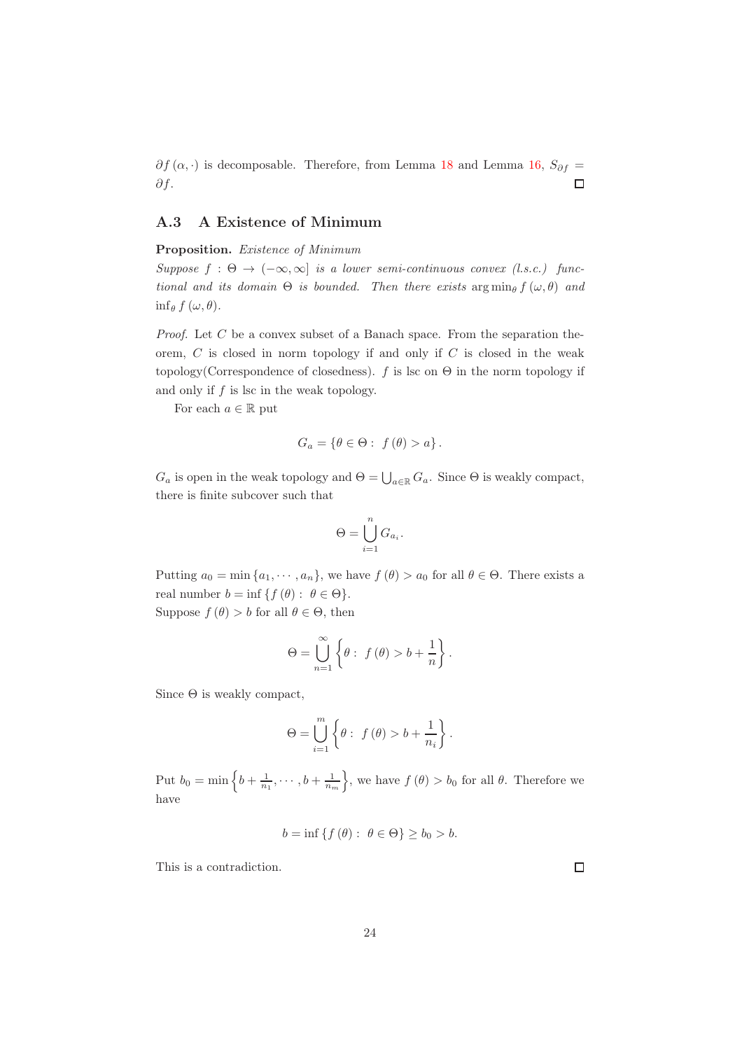$\partial f(\alpha, \cdot)$ is decomposable. Therefore, from Lemma 18 and Lemma 16, $S_{\partial f} = \partial f$. ☐

### A.3 A Existence of Minimum

**Proposition.** *Existence of Minimum*
*Suppose $f : \Theta \to (-\infty, \infty]$ is a lower semi-continuous convex (l.s.c.) functional and its domain $\Theta$ is bounded. Then there exists $\arg\min_\theta f(\omega, \theta)$ and $\inf_\theta f(\omega, \theta)$.*

*Proof.* Let $C$ be a convex subset of a Banach space. From the separation theorem, $C$ is closed in norm topology if and only if $C$ is closed in the weak topology(Correspondence of closedness). $f$ is lsc on $\Theta$ in the norm topology if and only if $f$ is lsc in the weak topology.

For each $a \in \mathbb{R}$ put

$$G_a = \{\theta \in \Theta : \ f(\theta) > a\}.$$

$G_a$ is open in the weak topology and $\Theta = \bigcup_{a \in \mathbb{R}} G_a$. Since $\Theta$ is weakly compact, there is finite subcover such that

$$\Theta = \bigcup_{i=1}^{n} G_{a_i}.$$

Putting $a_0 = \min\{a_1, \cdots, a_n\}$, we have $f(\theta) > a_0$ for all $\theta \in \Theta$. There exists a real number $b = \inf\{f(\theta) : \ \theta \in \Theta\}$.
Suppose $f(\theta) > b$ for all $\theta \in \Theta$, then

$$\Theta = \bigcup_{n=1}^{\infty} \left\{\theta : \ f(\theta) > b + \frac{1}{n}\right\}.$$

Since $\Theta$ is weakly compact,

$$\Theta = \bigcup_{i=1}^{m} \left\{\theta : \ f(\theta) > b + \frac{1}{n_i}\right\}.$$

Put $b_0 = \min\left\{b + \frac{1}{n_1}, \cdots, b + \frac{1}{n_m}\right\}$, we have $f(\theta) > b_0$ for all $\theta$. Therefore we have

$$b = \inf\{f(\theta) : \ \theta \in \Theta\} \geq b_0 > b.$$

This is a contradiction. ☐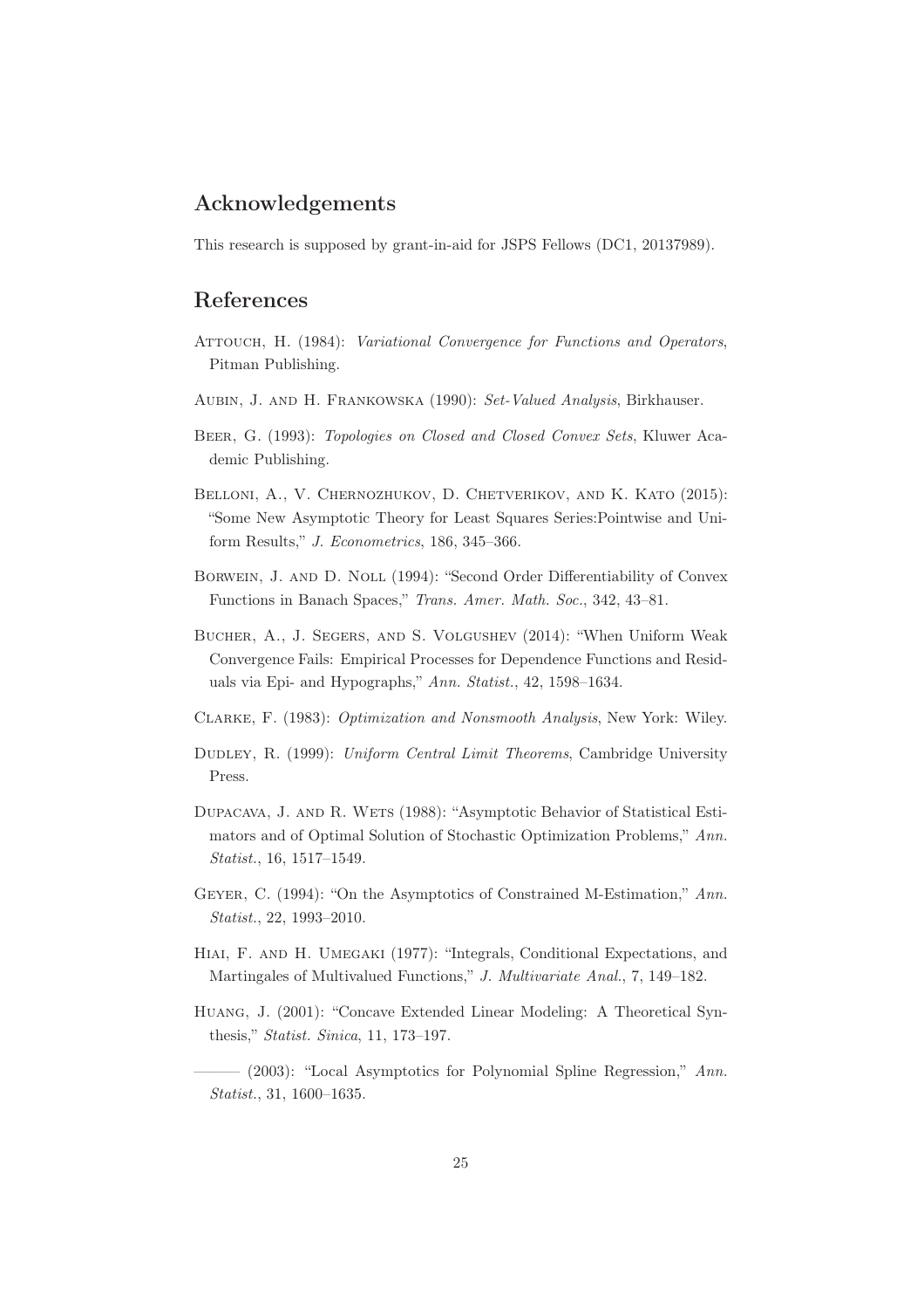## Acknowledgements

This research is supposed by grant-in-aid for JSPS Fellows (DC1, 20137989).

## References

Attouch, H. (1984): *Variational Convergence for Functions and Operators*, Pitman Publishing.

Aubin, J. and H. Frankowska (1990): *Set-Valued Analysis*, Birkhauser.

Beer, G. (1993): *Topologies on Closed and Closed Convex Sets*, Kluwer Academic Publishing.

Belloni, A., V. Chernozhukov, D. Chetverikov, and K. Kato (2015): "Some New Asymptotic Theory for Least Squares Series:Pointwise and Uniform Results," *J. Econometrics*, 186, 345–366.

Borwein, J. and D. Noll (1994): "Second Order Differentiability of Convex Functions in Banach Spaces," *Trans. Amer. Math. Soc.*, 342, 43–81.

Bucher, A., J. Segers, and S. Volgushev (2014): "When Uniform Weak Convergence Fails: Empirical Processes for Dependence Functions and Residuals via Epi- and Hypographs," *Ann. Statist.*, 42, 1598–1634.

Clarke, F. (1983): *Optimization and Nonsmooth Analysis*, New York: Wiley.

Dudley, R. (1999): *Uniform Central Limit Theorems*, Cambridge University Press.

Dupacava, J. and R. Wets (1988): "Asymptotic Behavior of Statistical Estimators and of Optimal Solution of Stochastic Optimization Problems," *Ann. Statist.*, 16, 1517–1549.

Geyer, C. (1994): "On the Asymptotics of Constrained M-Estimation," *Ann. Statist.*, 22, 1993–2010.

Hiai, F. and H. Umegaki (1977): "Integrals, Conditional Expectations, and Martingales of Multivalued Functions," *J. Multivariate Anal.*, 7, 149–182.

Huang, J. (2001): "Concave Extended Linear Modeling: A Theoretical Synthesis," *Statist. Sinica*, 11, 173–197.

——— (2003): "Local Asymptotics for Polynomial Spline Regression," *Ann. Statist.*, 31, 1600–1635.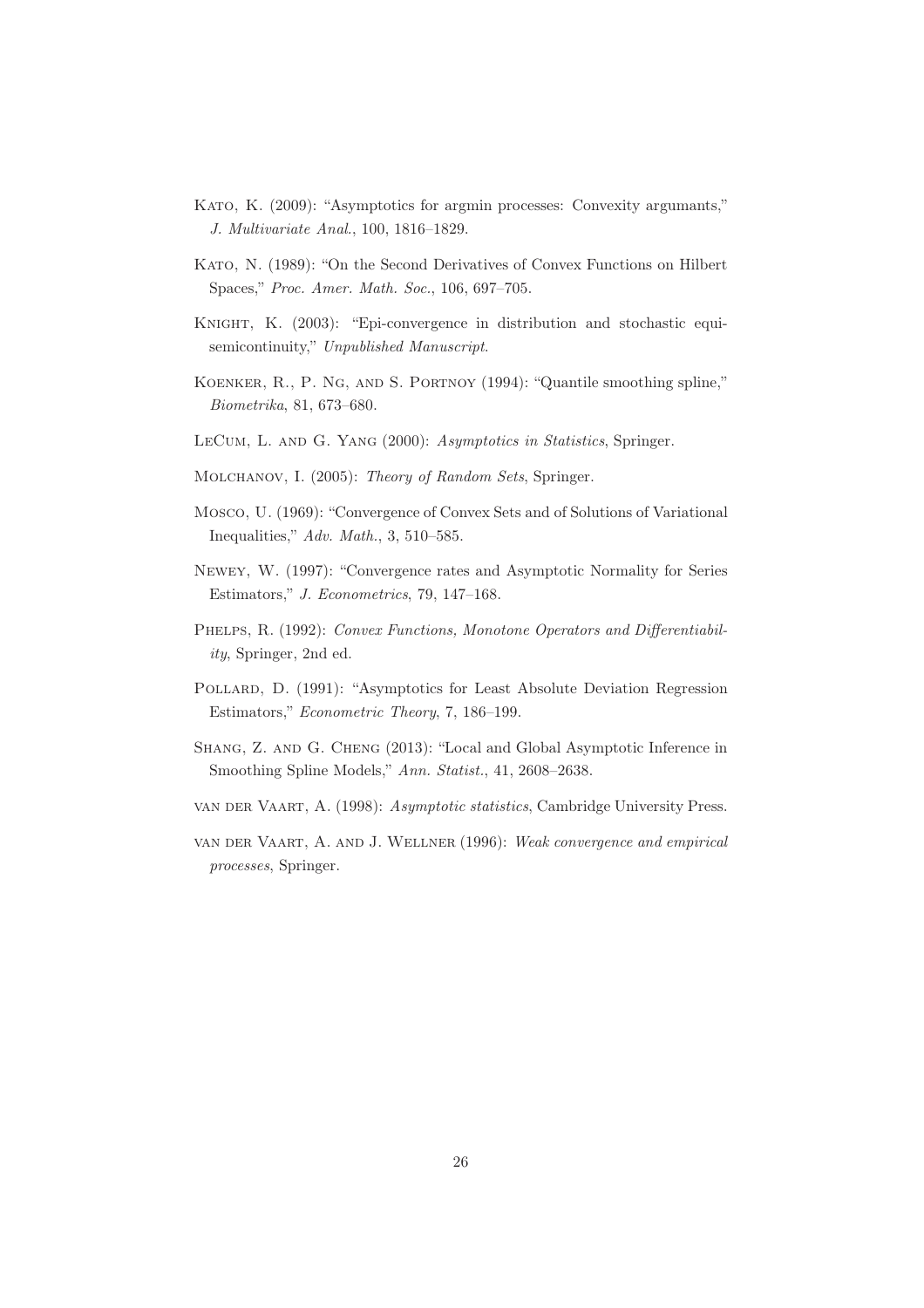Kato, K. (2009): "Asymptotics for argmin processes: Convexity argumants," *J. Multivariate Anal.*, 100, 1816–1829.

Kato, N. (1989): "On the Second Derivatives of Convex Functions on Hilbert Spaces," *Proc. Amer. Math. Soc.*, 106, 697–705.

Knight, K. (2003): "Epi-convergence in distribution and stochastic equi-semicontinuity," *Unpublished Manuscript*.

Koenker, R., P. Ng, and S. Portnoy (1994): "Quantile smoothing spline," *Biometrika*, 81, 673–680.

LeCum, L. and G. Yang (2000): *Asymptotics in Statistics*, Springer.

Molchanov, I. (2005): *Theory of Random Sets*, Springer.

Mosco, U. (1969): "Convergence of Convex Sets and of Solutions of Variational Inequalities," *Adv. Math.*, 3, 510–585.

Newey, W. (1997): "Convergence rates and Asymptotic Normality for Series Estimators," *J. Econometrics*, 79, 147–168.

Phelps, R. (1992): *Convex Functions, Monotone Operators and Differentiability*, Springer, 2nd ed.

Pollard, D. (1991): "Asymptotics for Least Absolute Deviation Regression Estimators," *Econometric Theory*, 7, 186–199.

Shang, Z. and G. Cheng (2013): "Local and Global Asymptotic Inference in Smoothing Spline Models," *Ann. Statist.*, 41, 2608–2638.

van der Vaart, A. (1998): *Asymptotic statistics*, Cambridge University Press.

van der Vaart, A. and J. Wellner (1996): *Weak convergence and empirical processes*, Springer.